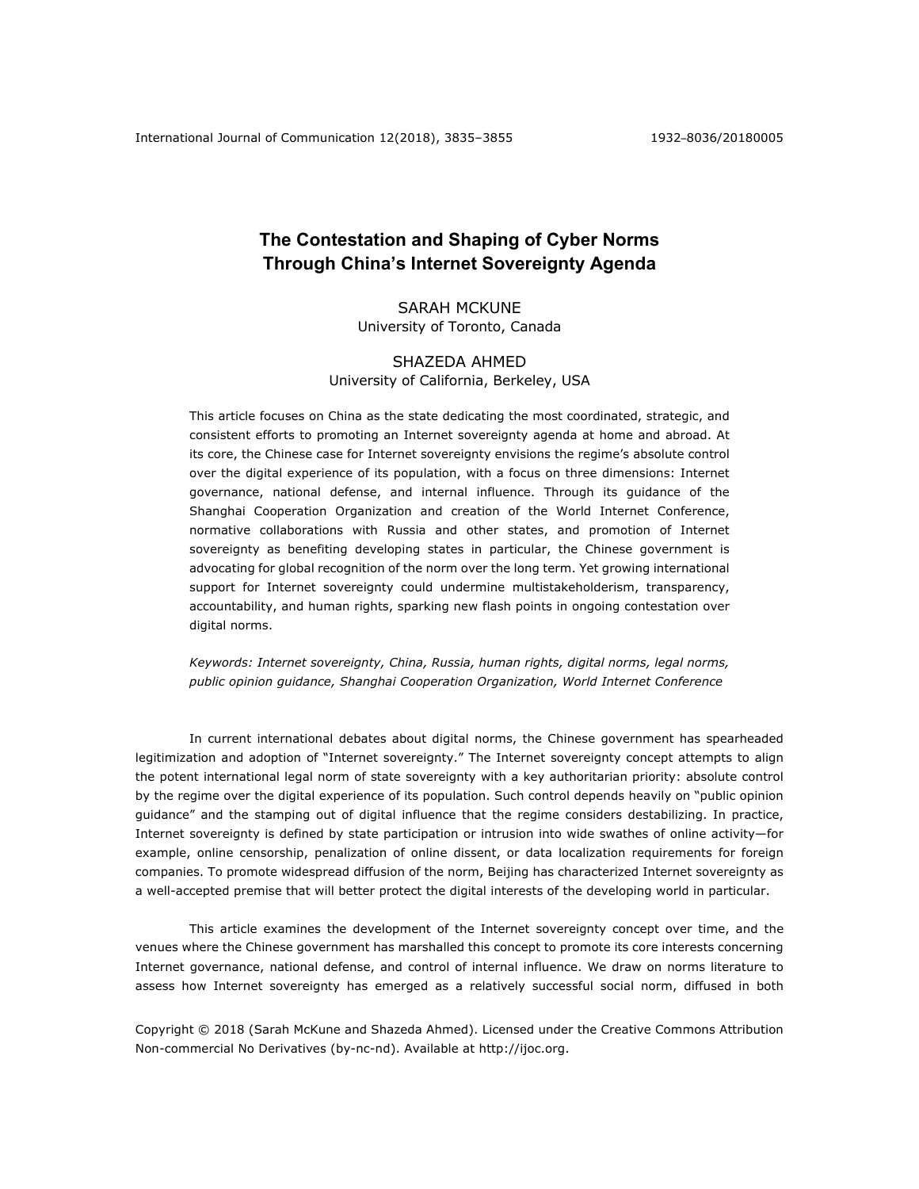# The Contestation and Shaping of Cyber Norms Through China's Internet Sovereignty Agenda

SARAH MCKUNE
University of Toronto, Canada

SHAZEDA AHMED
University of California, Berkeley, USA

This article focuses on China as the state dedicating the most coordinated, strategic, and consistent efforts to promoting an Internet sovereignty agenda at home and abroad. At its core, the Chinese case for Internet sovereignty envisions the regime's absolute control over the digital experience of its population, with a focus on three dimensions: Internet governance, national defense, and internal influence. Through its guidance of the Shanghai Cooperation Organization and creation of the World Internet Conference, normative collaborations with Russia and other states, and promotion of Internet sovereignty as benefiting developing states in particular, the Chinese government is advocating for global recognition of the norm over the long term. Yet growing international support for Internet sovereignty could undermine multistakeholderism, transparency, accountability, and human rights, sparking new flash points in ongoing contestation over digital norms.

*Keywords: Internet sovereignty, China, Russia, human rights, digital norms, legal norms, public opinion guidance, Shanghai Cooperation Organization, World Internet Conference*

In current international debates about digital norms, the Chinese government has spearheaded legitimization and adoption of "Internet sovereignty." The Internet sovereignty concept attempts to align the potent international legal norm of state sovereignty with a key authoritarian priority: absolute control by the regime over the digital experience of its population. Such control depends heavily on "public opinion guidance" and the stamping out of digital influence that the regime considers destabilizing. In practice, Internet sovereignty is defined by state participation or intrusion into wide swathes of online activity—for example, online censorship, penalization of online dissent, or data localization requirements for foreign companies. To promote widespread diffusion of the norm, Beijing has characterized Internet sovereignty as a well-accepted premise that will better protect the digital interests of the developing world in particular.

This article examines the development of the Internet sovereignty concept over time, and the venues where the Chinese government has marshalled this concept to promote its core interests concerning Internet governance, national defense, and control of internal influence. We draw on norms literature to assess how Internet sovereignty has emerged as a relatively successful social norm, diffused in both

Copyright © 2018 (Sarah McKune and Shazeda Ahmed). Licensed under the Creative Commons Attribution Non-commercial No Derivatives (by-nc-nd). Available at http://ijoc.org.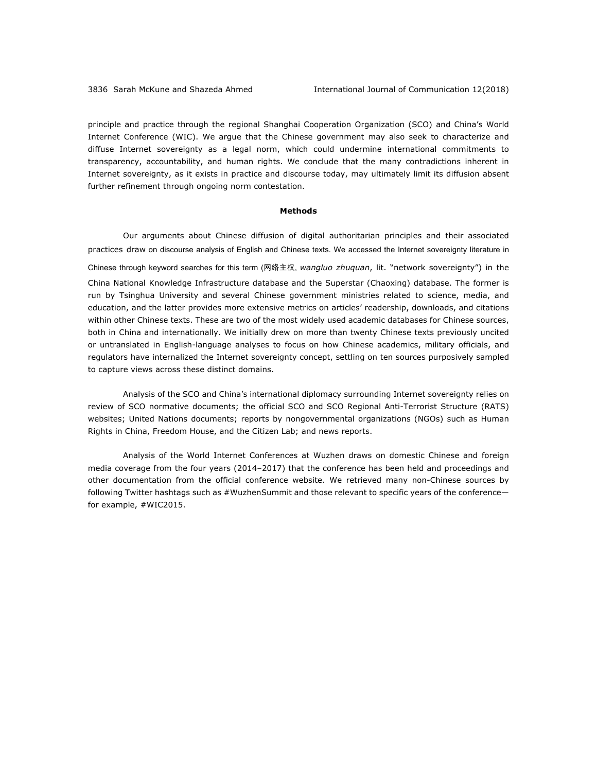principle and practice through the regional Shanghai Cooperation Organization (SCO) and China's World Internet Conference (WIC). We argue that the Chinese government may also seek to characterize and diffuse Internet sovereignty as a legal norm, which could undermine international commitments to transparency, accountability, and human rights. We conclude that the many contradictions inherent in Internet sovereignty, as it exists in practice and discourse today, may ultimately limit its diffusion absent further refinement through ongoing norm contestation.

## Methods

Our arguments about Chinese diffusion of digital authoritarian principles and their associated practices draw on discourse analysis of English and Chinese texts. We accessed the Internet sovereignty literature in Chinese through keyword searches for this term (网络主权, *wangluo zhuquan*, lit. "network sovereignty") in the China National Knowledge Infrastructure database and the Superstar (Chaoxing) database. The former is run by Tsinghua University and several Chinese government ministries related to science, media, and education, and the latter provides more extensive metrics on articles' readership, downloads, and citations within other Chinese texts. These are two of the most widely used academic databases for Chinese sources, both in China and internationally. We initially drew on more than twenty Chinese texts previously uncited or untranslated in English-language analyses to focus on how Chinese academics, military officials, and regulators have internalized the Internet sovereignty concept, settling on ten sources purposively sampled to capture views across these distinct domains.

Analysis of the SCO and China's international diplomacy surrounding Internet sovereignty relies on review of SCO normative documents; the official SCO and SCO Regional Anti-Terrorist Structure (RATS) websites; United Nations documents; reports by nongovernmental organizations (NGOs) such as Human Rights in China, Freedom House, and the Citizen Lab; and news reports.

Analysis of the World Internet Conferences at Wuzhen draws on domestic Chinese and foreign media coverage from the four years (2014–2017) that the conference has been held and proceedings and other documentation from the official conference website. We retrieved many non-Chinese sources by following Twitter hashtags such as #WuzhenSummit and those relevant to specific years of the conference—for example, #WIC2015.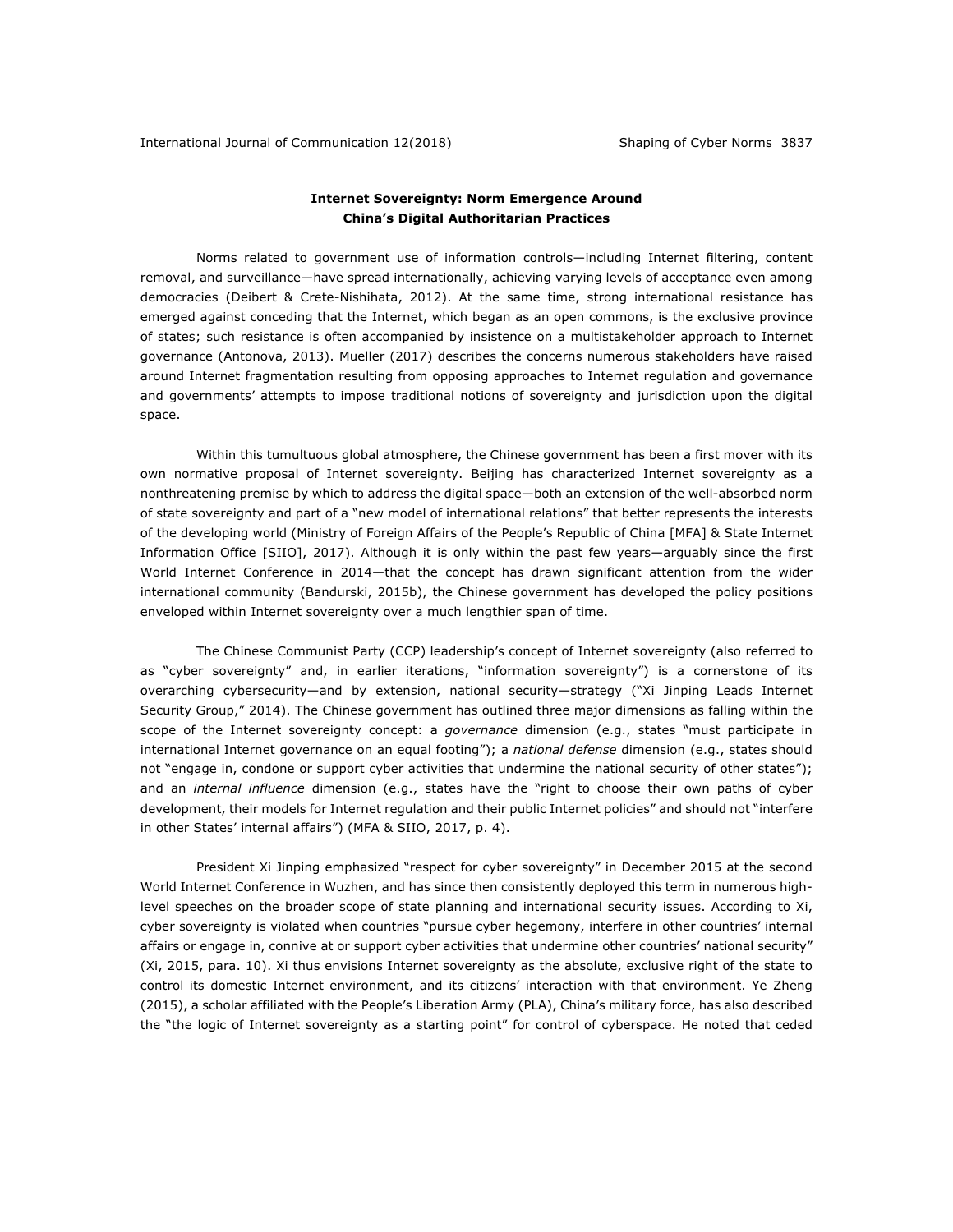## Internet Sovereignty: Norm Emergence Around China's Digital Authoritarian Practices

Norms related to government use of information controls—including Internet filtering, content removal, and surveillance—have spread internationally, achieving varying levels of acceptance even among democracies (Deibert & Crete-Nishihata, 2012). At the same time, strong international resistance has emerged against conceding that the Internet, which began as an open commons, is the exclusive province of states; such resistance is often accompanied by insistence on a multistakeholder approach to Internet governance (Antonova, 2013). Mueller (2017) describes the concerns numerous stakeholders have raised around Internet fragmentation resulting from opposing approaches to Internet regulation and governance and governments' attempts to impose traditional notions of sovereignty and jurisdiction upon the digital space.

Within this tumultuous global atmosphere, the Chinese government has been a first mover with its own normative proposal of Internet sovereignty. Beijing has characterized Internet sovereignty as a nonthreatening premise by which to address the digital space—both an extension of the well-absorbed norm of state sovereignty and part of a "new model of international relations" that better represents the interests of the developing world (Ministry of Foreign Affairs of the People's Republic of China [MFA] & State Internet Information Office [SIIO], 2017). Although it is only within the past few years—arguably since the first World Internet Conference in 2014—that the concept has drawn significant attention from the wider international community (Bandurski, 2015b), the Chinese government has developed the policy positions enveloped within Internet sovereignty over a much lengthier span of time.

The Chinese Communist Party (CCP) leadership's concept of Internet sovereignty (also referred to as "cyber sovereignty" and, in earlier iterations, "information sovereignty") is a cornerstone of its overarching cybersecurity—and by extension, national security—strategy ("Xi Jinping Leads Internet Security Group," 2014). The Chinese government has outlined three major dimensions as falling within the scope of the Internet sovereignty concept: a *governance* dimension (e.g., states "must participate in international Internet governance on an equal footing"); a *national defense* dimension (e.g., states should not "engage in, condone or support cyber activities that undermine the national security of other states"); and an *internal influence* dimension (e.g., states have the "right to choose their own paths of cyber development, their models for Internet regulation and their public Internet policies" and should not "interfere in other States' internal affairs") (MFA & SIIO, 2017, p. 4).

President Xi Jinping emphasized "respect for cyber sovereignty" in December 2015 at the second World Internet Conference in Wuzhen, and has since then consistently deployed this term in numerous high-level speeches on the broader scope of state planning and international security issues. According to Xi, cyber sovereignty is violated when countries "pursue cyber hegemony, interfere in other countries' internal affairs or engage in, connive at or support cyber activities that undermine other countries' national security" (Xi, 2015, para. 10). Xi thus envisions Internet sovereignty as the absolute, exclusive right of the state to control its domestic Internet environment, and its citizens' interaction with that environment. Ye Zheng (2015), a scholar affiliated with the People's Liberation Army (PLA), China's military force, has also described the "the logic of Internet sovereignty as a starting point" for control of cyberspace. He noted that ceded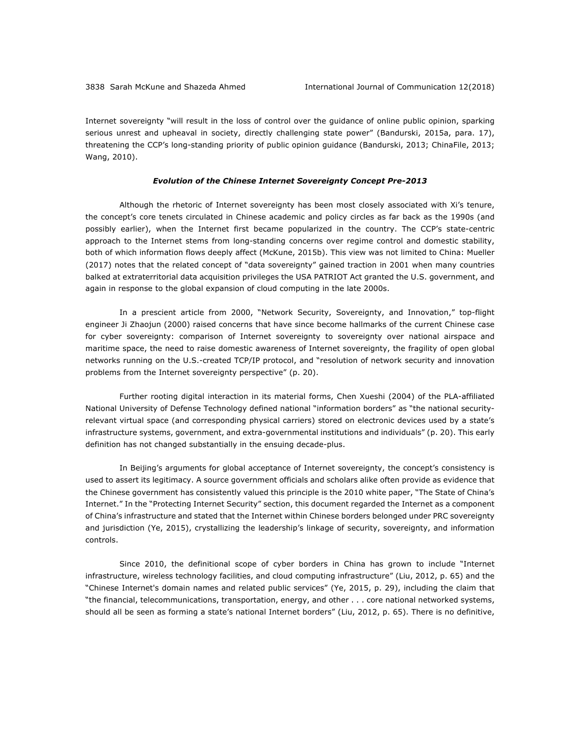Internet sovereignty "will result in the loss of control over the guidance of online public opinion, sparking serious unrest and upheaval in society, directly challenging state power" (Bandurski, 2015a, para. 17), threatening the CCP's long-standing priority of public opinion guidance (Bandurski, 2013; ChinaFile, 2013; Wang, 2010).

### *Evolution of the Chinese Internet Sovereignty Concept Pre-2013*

Although the rhetoric of Internet sovereignty has been most closely associated with Xi's tenure, the concept's core tenets circulated in Chinese academic and policy circles as far back as the 1990s (and possibly earlier), when the Internet first became popularized in the country. The CCP's state-centric approach to the Internet stems from long-standing concerns over regime control and domestic stability, both of which information flows deeply affect (McKune, 2015b). This view was not limited to China: Mueller (2017) notes that the related concept of "data sovereignty" gained traction in 2001 when many countries balked at extraterritorial data acquisition privileges the USA PATRIOT Act granted the U.S. government, and again in response to the global expansion of cloud computing in the late 2000s.

In a prescient article from 2000, "Network Security, Sovereignty, and Innovation," top-flight engineer Ji Zhaojun (2000) raised concerns that have since become hallmarks of the current Chinese case for cyber sovereignty: comparison of Internet sovereignty to sovereignty over national airspace and maritime space, the need to raise domestic awareness of Internet sovereignty, the fragility of open global networks running on the U.S.-created TCP/IP protocol, and "resolution of network security and innovation problems from the Internet sovereignty perspective" (p. 20).

Further rooting digital interaction in its material forms, Chen Xueshi (2004) of the PLA-affiliated National University of Defense Technology defined national "information borders" as "the national security-relevant virtual space (and corresponding physical carriers) stored on electronic devices used by a state's infrastructure systems, government, and extra-governmental institutions and individuals" (p. 20). This early definition has not changed substantially in the ensuing decade-plus.

In Beijing's arguments for global acceptance of Internet sovereignty, the concept's consistency is used to assert its legitimacy. A source government officials and scholars alike often provide as evidence that the Chinese government has consistently valued this principle is the 2010 white paper, "The State of China's Internet." In the "Protecting Internet Security" section, this document regarded the Internet as a component of China's infrastructure and stated that the Internet within Chinese borders belonged under PRC sovereignty and jurisdiction (Ye, 2015), crystallizing the leadership's linkage of security, sovereignty, and information controls.

Since 2010, the definitional scope of cyber borders in China has grown to include "Internet infrastructure, wireless technology facilities, and cloud computing infrastructure" (Liu, 2012, p. 65) and the "Chinese Internet's domain names and related public services" (Ye, 2015, p. 29), including the claim that "the financial, telecommunications, transportation, energy, and other . . . core national networked systems, should all be seen as forming a state's national Internet borders" (Liu, 2012, p. 65). There is no definitive,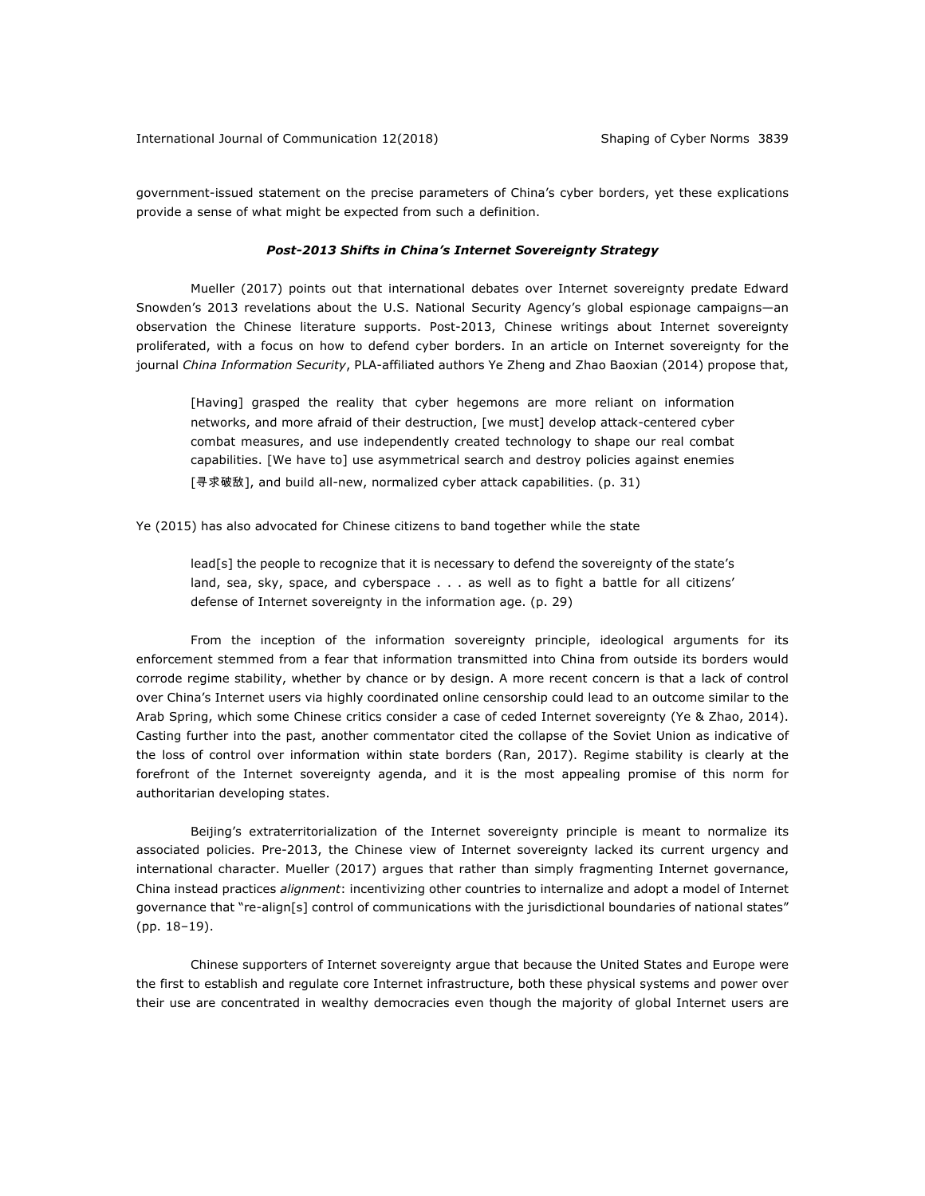government-issued statement on the precise parameters of China's cyber borders, yet these explications provide a sense of what might be expected from such a definition.

### *Post-2013 Shifts in China's Internet Sovereignty Strategy*

Mueller (2017) points out that international debates over Internet sovereignty predate Edward Snowden's 2013 revelations about the U.S. National Security Agency's global espionage campaigns—an observation the Chinese literature supports. Post-2013, Chinese writings about Internet sovereignty proliferated, with a focus on how to defend cyber borders. In an article on Internet sovereignty for the journal *China Information Security*, PLA-affiliated authors Ye Zheng and Zhao Baoxian (2014) propose that,

> [Having] grasped the reality that cyber hegemons are more reliant on information networks, and more afraid of their destruction, [we must] develop attack-centered cyber combat measures, and use independently created technology to shape our real combat capabilities. [We have to] use asymmetrical search and destroy policies against enemies [寻求破敌], and build all-new, normalized cyber attack capabilities. (p. 31)

Ye (2015) has also advocated for Chinese citizens to band together while the state

> lead[s] the people to recognize that it is necessary to defend the sovereignty of the state's land, sea, sky, space, and cyberspace . . . as well as to fight a battle for all citizens' defense of Internet sovereignty in the information age. (p. 29)

From the inception of the information sovereignty principle, ideological arguments for its enforcement stemmed from a fear that information transmitted into China from outside its borders would corrode regime stability, whether by chance or by design. A more recent concern is that a lack of control over China's Internet users via highly coordinated online censorship could lead to an outcome similar to the Arab Spring, which some Chinese critics consider a case of ceded Internet sovereignty (Ye & Zhao, 2014). Casting further into the past, another commentator cited the collapse of the Soviet Union as indicative of the loss of control over information within state borders (Ran, 2017). Regime stability is clearly at the forefront of the Internet sovereignty agenda, and it is the most appealing promise of this norm for authoritarian developing states.

Beijing's extraterritorialization of the Internet sovereignty principle is meant to normalize its associated policies. Pre-2013, the Chinese view of Internet sovereignty lacked its current urgency and international character. Mueller (2017) argues that rather than simply fragmenting Internet governance, China instead practices *alignment*: incentivizing other countries to internalize and adopt a model of Internet governance that "re-align[s] control of communications with the jurisdictional boundaries of national states" (pp. 18–19).

Chinese supporters of Internet sovereignty argue that because the United States and Europe were the first to establish and regulate core Internet infrastructure, both these physical systems and power over their use are concentrated in wealthy democracies even though the majority of global Internet users are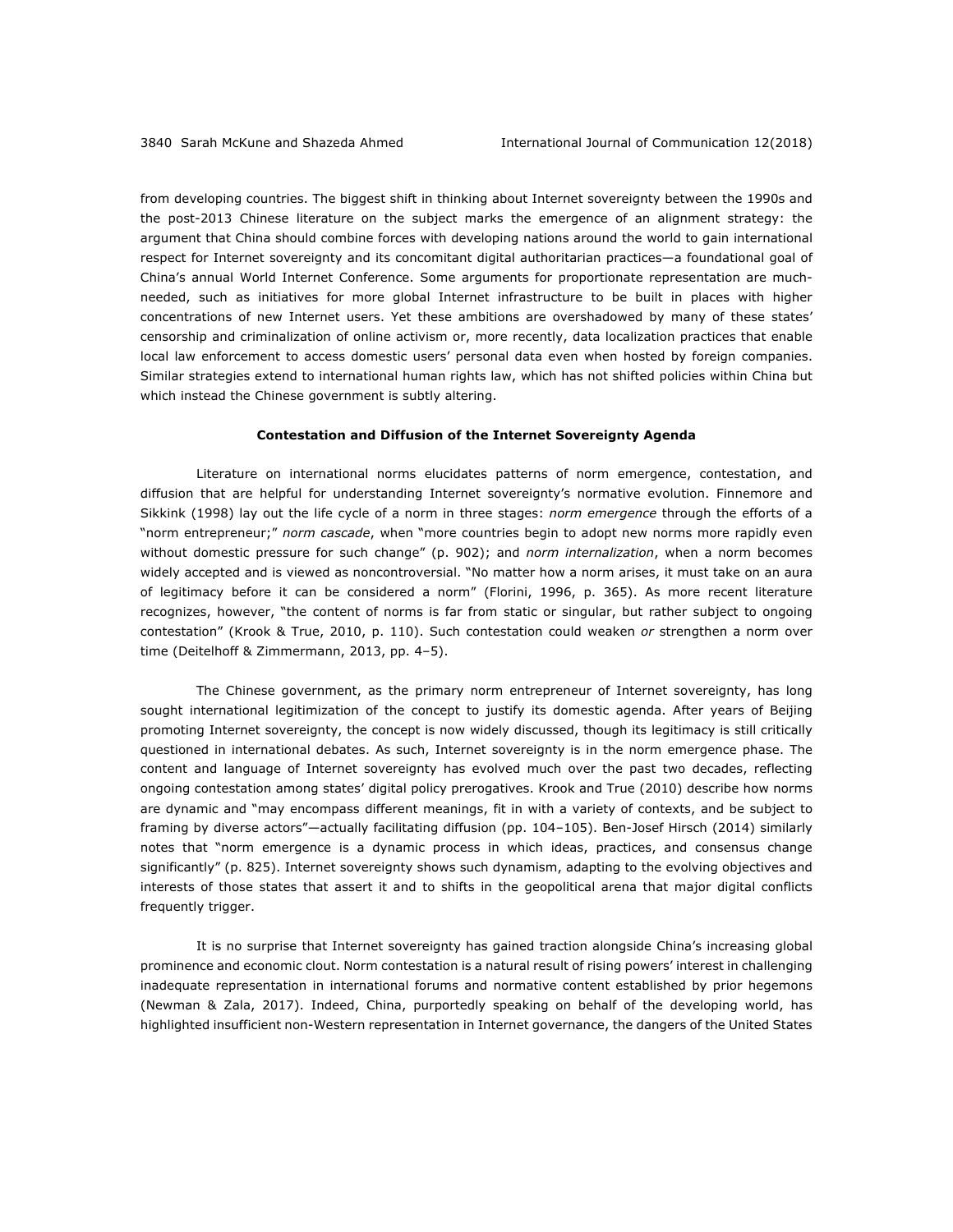from developing countries. The biggest shift in thinking about Internet sovereignty between the 1990s and the post-2013 Chinese literature on the subject marks the emergence of an alignment strategy: the argument that China should combine forces with developing nations around the world to gain international respect for Internet sovereignty and its concomitant digital authoritarian practices—a foundational goal of China's annual World Internet Conference. Some arguments for proportionate representation are much-needed, such as initiatives for more global Internet infrastructure to be built in places with higher concentrations of new Internet users. Yet these ambitions are overshadowed by many of these states' censorship and criminalization of online activism or, more recently, data localization practices that enable local law enforcement to access domestic users' personal data even when hosted by foreign companies. Similar strategies extend to international human rights law, which has not shifted policies within China but which instead the Chinese government is subtly altering.

### Contestation and Diffusion of the Internet Sovereignty Agenda

Literature on international norms elucidates patterns of norm emergence, contestation, and diffusion that are helpful for understanding Internet sovereignty's normative evolution. Finnemore and Sikkink (1998) lay out the life cycle of a norm in three stages: *norm emergence* through the efforts of a "norm entrepreneur;" *norm cascade*, when "more countries begin to adopt new norms more rapidly even without domestic pressure for such change" (p. 902); and *norm internalization*, when a norm becomes widely accepted and is viewed as noncontroversial. "No matter how a norm arises, it must take on an aura of legitimacy before it can be considered a norm" (Florini, 1996, p. 365). As more recent literature recognizes, however, "the content of norms is far from static or singular, but rather subject to ongoing contestation" (Krook & True, 2010, p. 110). Such contestation could weaken *or* strengthen a norm over time (Deitelhoff & Zimmermann, 2013, pp. 4–5).

The Chinese government, as the primary norm entrepreneur of Internet sovereignty, has long sought international legitimization of the concept to justify its domestic agenda. After years of Beijing promoting Internet sovereignty, the concept is now widely discussed, though its legitimacy is still critically questioned in international debates. As such, Internet sovereignty is in the norm emergence phase. The content and language of Internet sovereignty has evolved much over the past two decades, reflecting ongoing contestation among states' digital policy prerogatives. Krook and True (2010) describe how norms are dynamic and "may encompass different meanings, fit in with a variety of contexts, and be subject to framing by diverse actors"—actually facilitating diffusion (pp. 104–105). Ben-Josef Hirsch (2014) similarly notes that "norm emergence is a dynamic process in which ideas, practices, and consensus change significantly" (p. 825). Internet sovereignty shows such dynamism, adapting to the evolving objectives and interests of those states that assert it and to shifts in the geopolitical arena that major digital conflicts frequently trigger.

It is no surprise that Internet sovereignty has gained traction alongside China's increasing global prominence and economic clout. Norm contestation is a natural result of rising powers' interest in challenging inadequate representation in international forums and normative content established by prior hegemons (Newman & Zala, 2017). Indeed, China, purportedly speaking on behalf of the developing world, has highlighted insufficient non-Western representation in Internet governance, the dangers of the United States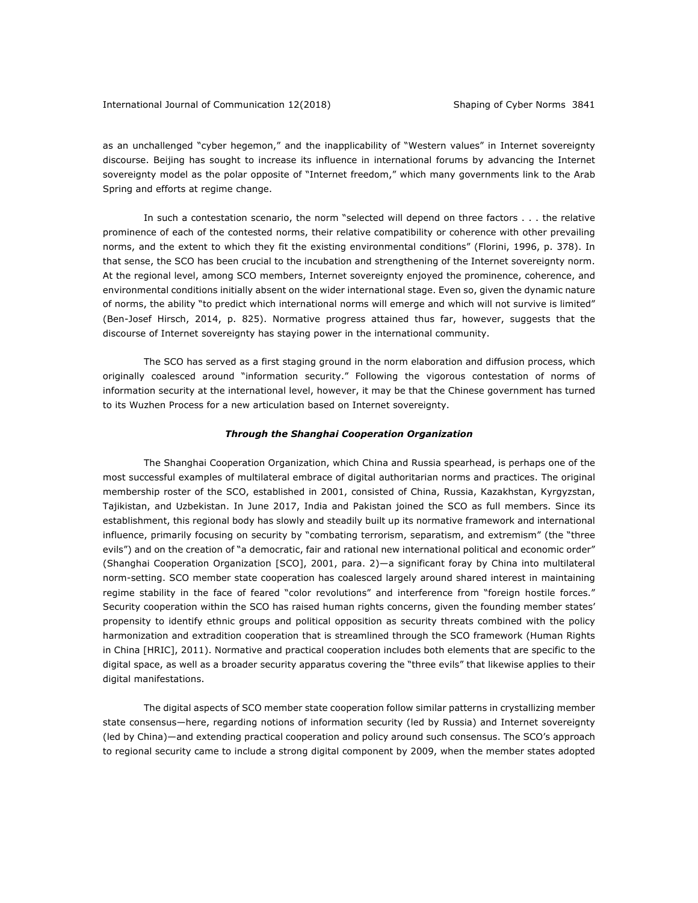as an unchallenged "cyber hegemon," and the inapplicability of "Western values" in Internet sovereignty discourse. Beijing has sought to increase its influence in international forums by advancing the Internet sovereignty model as the polar opposite of "Internet freedom," which many governments link to the Arab Spring and efforts at regime change.

In such a contestation scenario, the norm "selected will depend on three factors . . . the relative prominence of each of the contested norms, their relative compatibility or coherence with other prevailing norms, and the extent to which they fit the existing environmental conditions" (Florini, 1996, p. 378). In that sense, the SCO has been crucial to the incubation and strengthening of the Internet sovereignty norm. At the regional level, among SCO members, Internet sovereignty enjoyed the prominence, coherence, and environmental conditions initially absent on the wider international stage. Even so, given the dynamic nature of norms, the ability "to predict which international norms will emerge and which will not survive is limited" (Ben-Josef Hirsch, 2014, p. 825). Normative progress attained thus far, however, suggests that the discourse of Internet sovereignty has staying power in the international community.

The SCO has served as a first staging ground in the norm elaboration and diffusion process, which originally coalesced around "information security." Following the vigorous contestation of norms of information security at the international level, however, it may be that the Chinese government has turned to its Wuzhen Process for a new articulation based on Internet sovereignty.

### *Through the Shanghai Cooperation Organization*

The Shanghai Cooperation Organization, which China and Russia spearhead, is perhaps one of the most successful examples of multilateral embrace of digital authoritarian norms and practices. The original membership roster of the SCO, established in 2001, consisted of China, Russia, Kazakhstan, Kyrgyzstan, Tajikistan, and Uzbekistan. In June 2017, India and Pakistan joined the SCO as full members. Since its establishment, this regional body has slowly and steadily built up its normative framework and international influence, primarily focusing on security by "combating terrorism, separatism, and extremism" (the "three evils") and on the creation of "a democratic, fair and rational new international political and economic order" (Shanghai Cooperation Organization [SCO], 2001, para. 2)—a significant foray by China into multilateral norm-setting. SCO member state cooperation has coalesced largely around shared interest in maintaining regime stability in the face of feared "color revolutions" and interference from "foreign hostile forces." Security cooperation within the SCO has raised human rights concerns, given the founding member states' propensity to identify ethnic groups and political opposition as security threats combined with the policy harmonization and extradition cooperation that is streamlined through the SCO framework (Human Rights in China [HRIC], 2011). Normative and practical cooperation includes both elements that are specific to the digital space, as well as a broader security apparatus covering the "three evils" that likewise applies to their digital manifestations.

The digital aspects of SCO member state cooperation follow similar patterns in crystallizing member state consensus—here, regarding notions of information security (led by Russia) and Internet sovereignty (led by China)—and extending practical cooperation and policy around such consensus. The SCO's approach to regional security came to include a strong digital component by 2009, when the member states adopted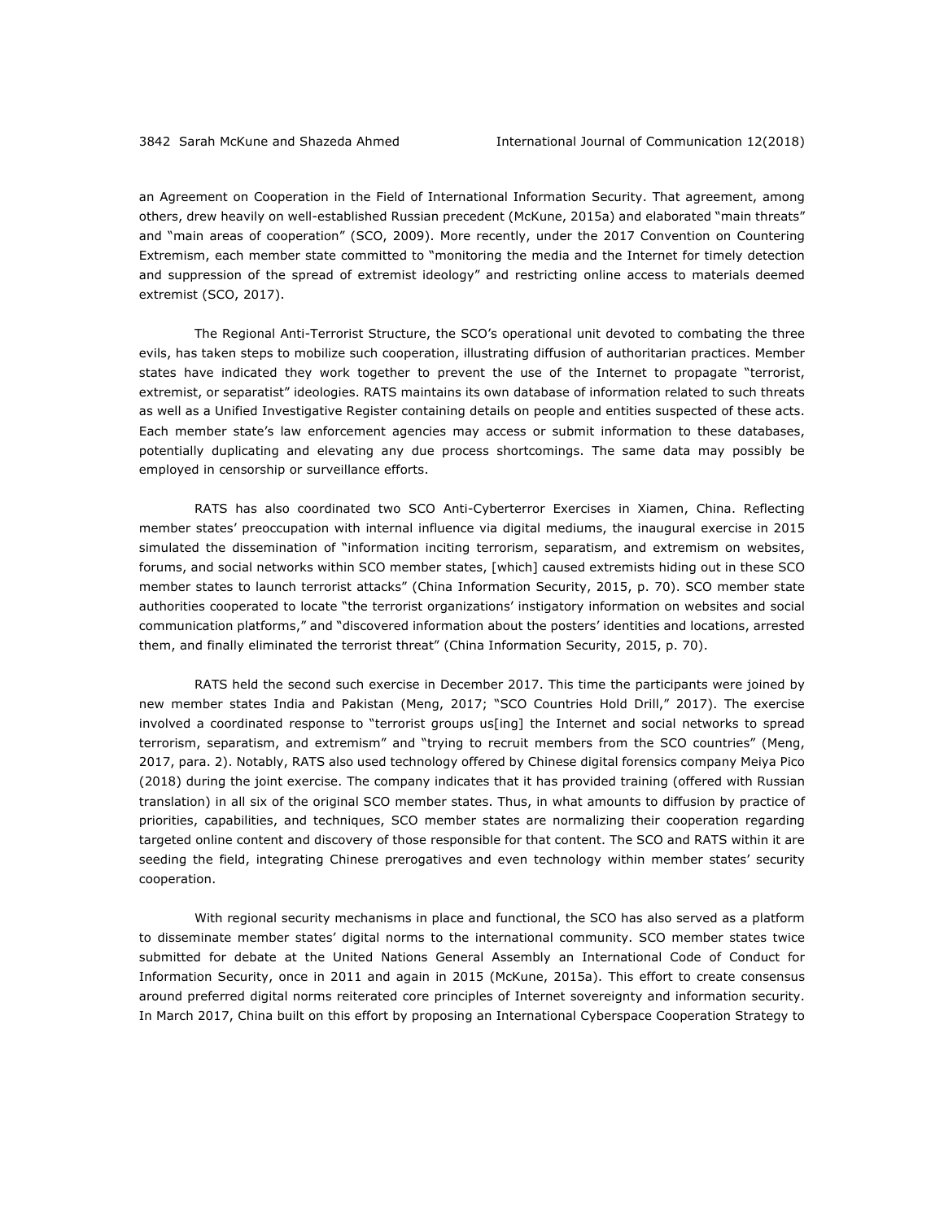an Agreement on Cooperation in the Field of International Information Security. That agreement, among others, drew heavily on well-established Russian precedent (McKune, 2015a) and elaborated "main threats" and "main areas of cooperation" (SCO, 2009). More recently, under the 2017 Convention on Countering Extremism, each member state committed to "monitoring the media and the Internet for timely detection and suppression of the spread of extremist ideology" and restricting online access to materials deemed extremist (SCO, 2017).

The Regional Anti-Terrorist Structure, the SCO's operational unit devoted to combating the three evils, has taken steps to mobilize such cooperation, illustrating diffusion of authoritarian practices. Member states have indicated they work together to prevent the use of the Internet to propagate "terrorist, extremist, or separatist" ideologies. RATS maintains its own database of information related to such threats as well as a Unified Investigative Register containing details on people and entities suspected of these acts. Each member state's law enforcement agencies may access or submit information to these databases, potentially duplicating and elevating any due process shortcomings. The same data may possibly be employed in censorship or surveillance efforts.

RATS has also coordinated two SCO Anti-Cyberterror Exercises in Xiamen, China. Reflecting member states' preoccupation with internal influence via digital mediums, the inaugural exercise in 2015 simulated the dissemination of "information inciting terrorism, separatism, and extremism on websites, forums, and social networks within SCO member states, [which] caused extremists hiding out in these SCO member states to launch terrorist attacks" (China Information Security, 2015, p. 70). SCO member state authorities cooperated to locate "the terrorist organizations' instigatory information on websites and social communication platforms," and "discovered information about the posters' identities and locations, arrested them, and finally eliminated the terrorist threat" (China Information Security, 2015, p. 70).

RATS held the second such exercise in December 2017. This time the participants were joined by new member states India and Pakistan (Meng, 2017; "SCO Countries Hold Drill," 2017). The exercise involved a coordinated response to "terrorist groups us[ing] the Internet and social networks to spread terrorism, separatism, and extremism" and "trying to recruit members from the SCO countries" (Meng, 2017, para. 2). Notably, RATS also used technology offered by Chinese digital forensics company Meiya Pico (2018) during the joint exercise. The company indicates that it has provided training (offered with Russian translation) in all six of the original SCO member states. Thus, in what amounts to diffusion by practice of priorities, capabilities, and techniques, SCO member states are normalizing their cooperation regarding targeted online content and discovery of those responsible for that content. The SCO and RATS within it are seeding the field, integrating Chinese prerogatives and even technology within member states' security cooperation.

With regional security mechanisms in place and functional, the SCO has also served as a platform to disseminate member states' digital norms to the international community. SCO member states twice submitted for debate at the United Nations General Assembly an International Code of Conduct for Information Security, once in 2011 and again in 2015 (McKune, 2015a). This effort to create consensus around preferred digital norms reiterated core principles of Internet sovereignty and information security. In March 2017, China built on this effort by proposing an International Cyberspace Cooperation Strategy to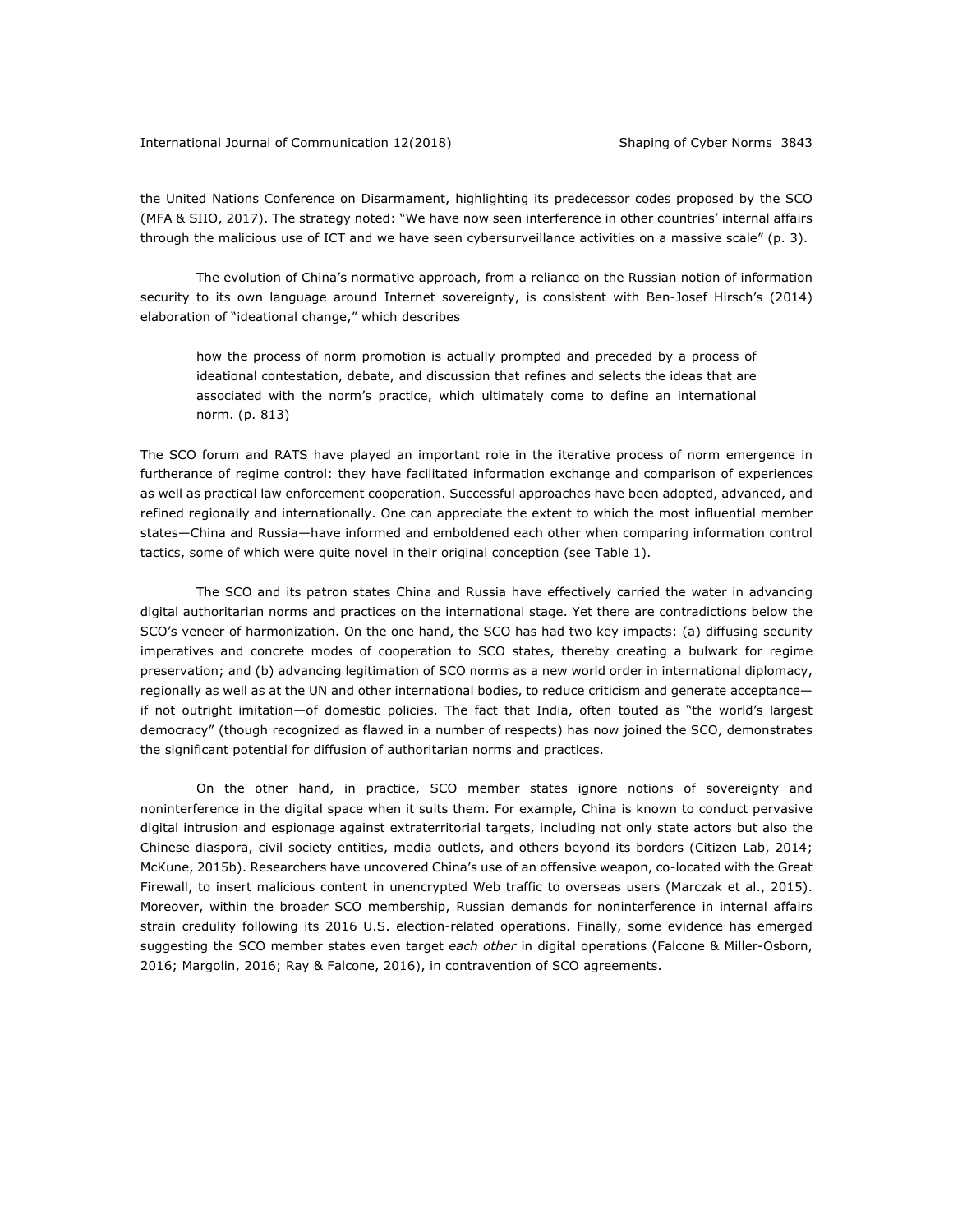the United Nations Conference on Disarmament, highlighting its predecessor codes proposed by the SCO (MFA & SIIO, 2017). The strategy noted: "We have now seen interference in other countries' internal affairs through the malicious use of ICT and we have seen cybersurveillance activities on a massive scale" (p. 3).

The evolution of China's normative approach, from a reliance on the Russian notion of information security to its own language around Internet sovereignty, is consistent with Ben-Josef Hirsch's (2014) elaboration of "ideational change," which describes

> how the process of norm promotion is actually prompted and preceded by a process of ideational contestation, debate, and discussion that refines and selects the ideas that are associated with the norm's practice, which ultimately come to define an international norm. (p. 813)

The SCO forum and RATS have played an important role in the iterative process of norm emergence in furtherance of regime control: they have facilitated information exchange and comparison of experiences as well as practical law enforcement cooperation. Successful approaches have been adopted, advanced, and refined regionally and internationally. One can appreciate the extent to which the most influential member states—China and Russia—have informed and emboldened each other when comparing information control tactics, some of which were quite novel in their original conception (see Table 1).

The SCO and its patron states China and Russia have effectively carried the water in advancing digital authoritarian norms and practices on the international stage. Yet there are contradictions below the SCO's veneer of harmonization. On the one hand, the SCO has had two key impacts: (a) diffusing security imperatives and concrete modes of cooperation to SCO states, thereby creating a bulwark for regime preservation; and (b) advancing legitimation of SCO norms as a new world order in international diplomacy, regionally as well as at the UN and other international bodies, to reduce criticism and generate acceptance—if not outright imitation—of domestic policies. The fact that India, often touted as "the world's largest democracy" (though recognized as flawed in a number of respects) has now joined the SCO, demonstrates the significant potential for diffusion of authoritarian norms and practices.

On the other hand, in practice, SCO member states ignore notions of sovereignty and noninterference in the digital space when it suits them. For example, China is known to conduct pervasive digital intrusion and espionage against extraterritorial targets, including not only state actors but also the Chinese diaspora, civil society entities, media outlets, and others beyond its borders (Citizen Lab, 2014; McKune, 2015b). Researchers have uncovered China's use of an offensive weapon, co-located with the Great Firewall, to insert malicious content in unencrypted Web traffic to overseas users (Marczak et al., 2015). Moreover, within the broader SCO membership, Russian demands for noninterference in internal affairs strain credulity following its 2016 U.S. election-related operations. Finally, some evidence has emerged suggesting the SCO member states even target *each other* in digital operations (Falcone & Miller-Osborn, 2016; Margolin, 2016; Ray & Falcone, 2016), in contravention of SCO agreements.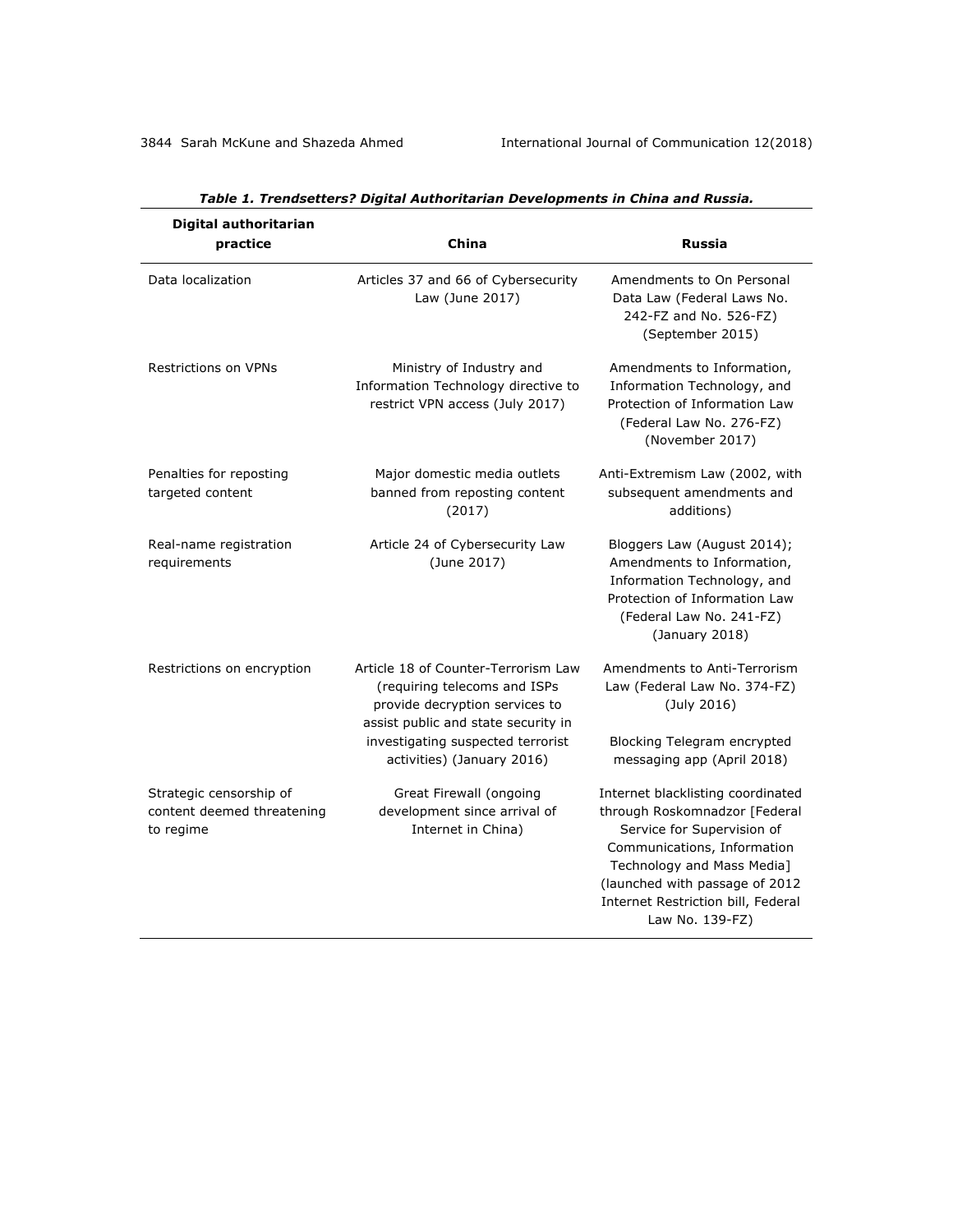***Table 1. Trendsetters? Digital Authoritarian Developments in China and Russia.***

| Digital authoritarian practice | China | Russia |
|---|---|---|
| Data localization | Articles 37 and 66 of Cybersecurity Law (June 2017) | Amendments to On Personal Data Law (Federal Laws No. 242-FZ and No. 526-FZ) (September 2015) |
| Restrictions on VPNs | Ministry of Industry and Information Technology directive to restrict VPN access (July 2017) | Amendments to Information, Information Technology, and Protection of Information Law (Federal Law No. 276-FZ) (November 2017) |
| Penalties for reposting targeted content | Major domestic media outlets banned from reposting content (2017) | Anti-Extremism Law (2002, with subsequent amendments and additions) |
| Real-name registration requirements | Article 24 of Cybersecurity Law (June 2017) | Bloggers Law (August 2014); Amendments to Information, Information Technology, and Protection of Information Law (Federal Law No. 241-FZ) (January 2018) |
| Restrictions on encryption | Article 18 of Counter-Terrorism Law (requiring telecoms and ISPs provide decryption services to assist public and state security in investigating suspected terrorist activities) (January 2016) | Amendments to Anti-Terrorism Law (Federal Law No. 374-FZ) (July 2016)<br><br>Blocking Telegram encrypted messaging app (April 2018) |
| Strategic censorship of content deemed threatening to regime | Great Firewall (ongoing development since arrival of Internet in China) | Internet blacklisting coordinated through Roskomnadzor [Federal Service for Supervision of Communications, Information Technology and Mass Media] (launched with passage of 2012 Internet Restriction bill, Federal Law No. 139-FZ) |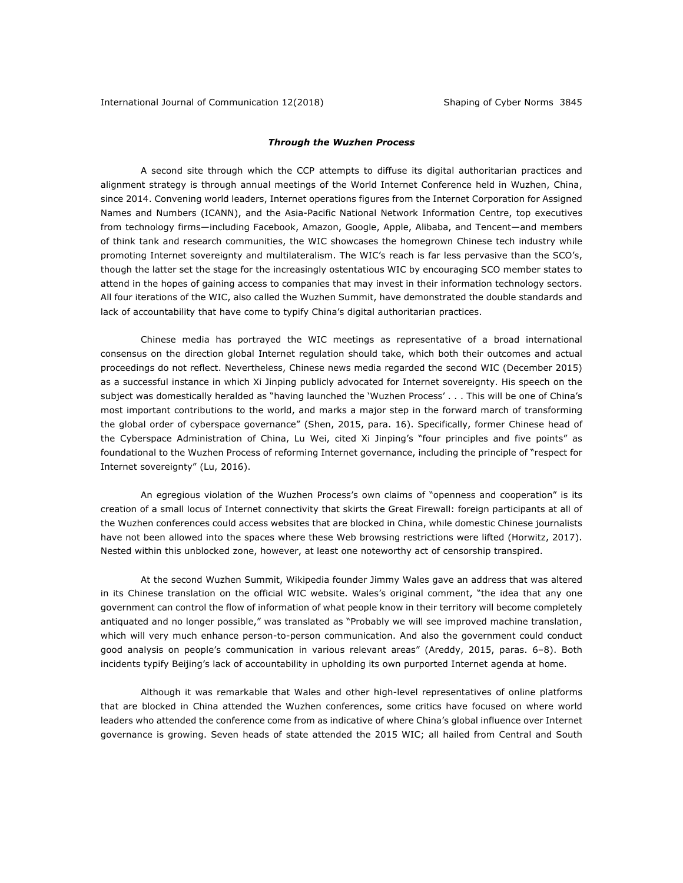### *Through the Wuzhen Process*

A second site through which the CCP attempts to diffuse its digital authoritarian practices and alignment strategy is through annual meetings of the World Internet Conference held in Wuzhen, China, since 2014. Convening world leaders, Internet operations figures from the Internet Corporation for Assigned Names and Numbers (ICANN), and the Asia-Pacific National Network Information Centre, top executives from technology firms—including Facebook, Amazon, Google, Apple, Alibaba, and Tencent—and members of think tank and research communities, the WIC showcases the homegrown Chinese tech industry while promoting Internet sovereignty and multilateralism. The WIC's reach is far less pervasive than the SCO's, though the latter set the stage for the increasingly ostentatious WIC by encouraging SCO member states to attend in the hopes of gaining access to companies that may invest in their information technology sectors. All four iterations of the WIC, also called the Wuzhen Summit, have demonstrated the double standards and lack of accountability that have come to typify China's digital authoritarian practices.

Chinese media has portrayed the WIC meetings as representative of a broad international consensus on the direction global Internet regulation should take, which both their outcomes and actual proceedings do not reflect. Nevertheless, Chinese news media regarded the second WIC (December 2015) as a successful instance in which Xi Jinping publicly advocated for Internet sovereignty. His speech on the subject was domestically heralded as "having launched the 'Wuzhen Process' . . . This will be one of China's most important contributions to the world, and marks a major step in the forward march of transforming the global order of cyberspace governance" (Shen, 2015, para. 16). Specifically, former Chinese head of the Cyberspace Administration of China, Lu Wei, cited Xi Jinping's "four principles and five points" as foundational to the Wuzhen Process of reforming Internet governance, including the principle of "respect for Internet sovereignty" (Lu, 2016).

An egregious violation of the Wuzhen Process's own claims of "openness and cooperation" is its creation of a small locus of Internet connectivity that skirts the Great Firewall: foreign participants at all of the Wuzhen conferences could access websites that are blocked in China, while domestic Chinese journalists have not been allowed into the spaces where these Web browsing restrictions were lifted (Horwitz, 2017). Nested within this unblocked zone, however, at least one noteworthy act of censorship transpired.

At the second Wuzhen Summit, Wikipedia founder Jimmy Wales gave an address that was altered in its Chinese translation on the official WIC website. Wales's original comment, "the idea that any one government can control the flow of information of what people know in their territory will become completely antiquated and no longer possible," was translated as "Probably we will see improved machine translation, which will very much enhance person-to-person communication. And also the government could conduct good analysis on people's communication in various relevant areas" (Areddy, 2015, paras. 6–8). Both incidents typify Beijing's lack of accountability in upholding its own purported Internet agenda at home.

Although it was remarkable that Wales and other high-level representatives of online platforms that are blocked in China attended the Wuzhen conferences, some critics have focused on where world leaders who attended the conference come from as indicative of where China's global influence over Internet governance is growing. Seven heads of state attended the 2015 WIC; all hailed from Central and South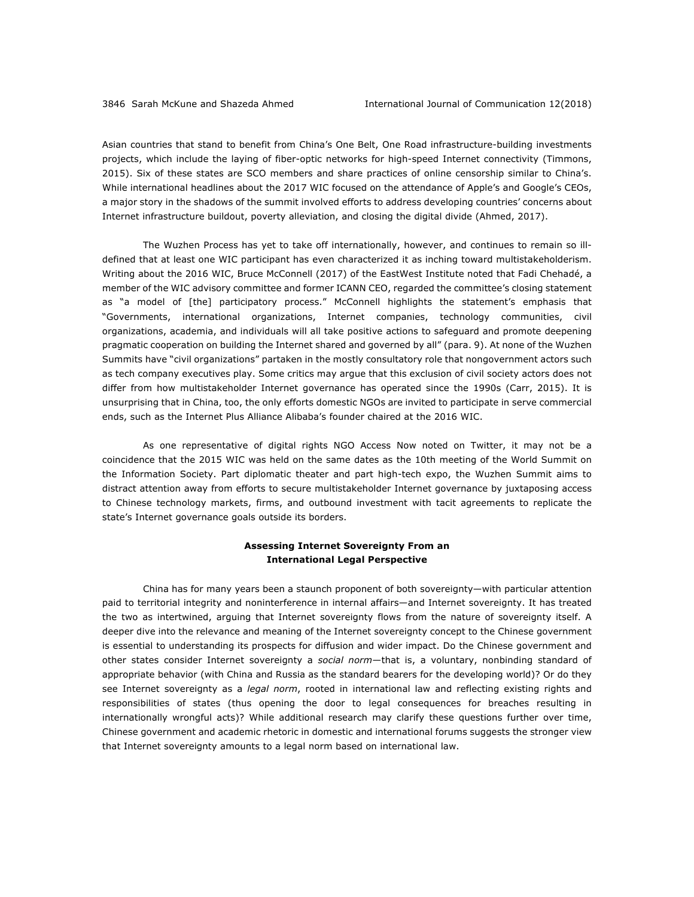Asian countries that stand to benefit from China's One Belt, One Road infrastructure-building investments projects, which include the laying of fiber-optic networks for high-speed Internet connectivity (Timmons, 2015). Six of these states are SCO members and share practices of online censorship similar to China's. While international headlines about the 2017 WIC focused on the attendance of Apple's and Google's CEOs, a major story in the shadows of the summit involved efforts to address developing countries' concerns about Internet infrastructure buildout, poverty alleviation, and closing the digital divide (Ahmed, 2017).

The Wuzhen Process has yet to take off internationally, however, and continues to remain so ill-defined that at least one WIC participant has even characterized it as inching toward multistakeholderism. Writing about the 2016 WIC, Bruce McConnell (2017) of the EastWest Institute noted that Fadi Chehadé, a member of the WIC advisory committee and former ICANN CEO, regarded the committee's closing statement as "a model of [the] participatory process." McConnell highlights the statement's emphasis that "Governments, international organizations, Internet companies, technology communities, civil organizations, academia, and individuals will all take positive actions to safeguard and promote deepening pragmatic cooperation on building the Internet shared and governed by all" (para. 9). At none of the Wuzhen Summits have "civil organizations" partaken in the mostly consultatory role that nongovernment actors such as tech company executives play. Some critics may argue that this exclusion of civil society actors does not differ from how multistakeholder Internet governance has operated since the 1990s (Carr, 2015). It is unsurprising that in China, too, the only efforts domestic NGOs are invited to participate in serve commercial ends, such as the Internet Plus Alliance Alibaba's founder chaired at the 2016 WIC.

As one representative of digital rights NGO Access Now noted on Twitter, it may not be a coincidence that the 2015 WIC was held on the same dates as the 10th meeting of the World Summit on the Information Society. Part diplomatic theater and part high-tech expo, the Wuzhen Summit aims to distract attention away from efforts to secure multistakeholder Internet governance by juxtaposing access to Chinese technology markets, firms, and outbound investment with tacit agreements to replicate the state's Internet governance goals outside its borders.

## Assessing Internet Sovereignty From an International Legal Perspective

China has for many years been a staunch proponent of both sovereignty—with particular attention paid to territorial integrity and noninterference in internal affairs—and Internet sovereignty. It has treated the two as intertwined, arguing that Internet sovereignty flows from the nature of sovereignty itself. A deeper dive into the relevance and meaning of the Internet sovereignty concept to the Chinese government is essential to understanding its prospects for diffusion and wider impact. Do the Chinese government and other states consider Internet sovereignty a *social norm*—that is, a voluntary, nonbinding standard of appropriate behavior (with China and Russia as the standard bearers for the developing world)? Or do they see Internet sovereignty as a *legal norm*, rooted in international law and reflecting existing rights and responsibilities of states (thus opening the door to legal consequences for breaches resulting in internationally wrongful acts)? While additional research may clarify these questions further over time, Chinese government and academic rhetoric in domestic and international forums suggests the stronger view that Internet sovereignty amounts to a legal norm based on international law.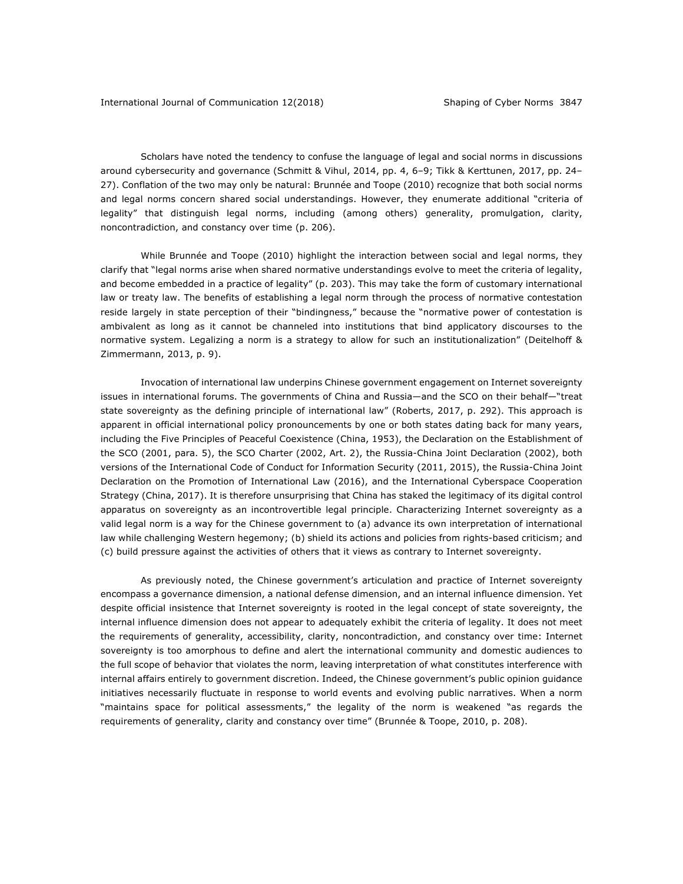Scholars have noted the tendency to confuse the language of legal and social norms in discussions around cybersecurity and governance (Schmitt & Vihul, 2014, pp. 4, 6–9; Tikk & Kerttunen, 2017, pp. 24–27). Conflation of the two may only be natural: Brunnée and Toope (2010) recognize that both social norms and legal norms concern shared social understandings. However, they enumerate additional "criteria of legality" that distinguish legal norms, including (among others) generality, promulgation, clarity, noncontradiction, and constancy over time (p. 206).

While Brunnée and Toope (2010) highlight the interaction between social and legal norms, they clarify that "legal norms arise when shared normative understandings evolve to meet the criteria of legality, and become embedded in a practice of legality" (p. 203). This may take the form of customary international law or treaty law. The benefits of establishing a legal norm through the process of normative contestation reside largely in state perception of their "bindingness," because the "normative power of contestation is ambivalent as long as it cannot be channeled into institutions that bind applicatory discourses to the normative system. Legalizing a norm is a strategy to allow for such an institutionalization" (Deitelhoff & Zimmermann, 2013, p. 9).

Invocation of international law underpins Chinese government engagement on Internet sovereignty issues in international forums. The governments of China and Russia—and the SCO on their behalf—"treat state sovereignty as the defining principle of international law" (Roberts, 2017, p. 292). This approach is apparent in official international policy pronouncements by one or both states dating back for many years, including the Five Principles of Peaceful Coexistence (China, 1953), the Declaration on the Establishment of the SCO (2001, para. 5), the SCO Charter (2002, Art. 2), the Russia-China Joint Declaration (2002), both versions of the International Code of Conduct for Information Security (2011, 2015), the Russia-China Joint Declaration on the Promotion of International Law (2016), and the International Cyberspace Cooperation Strategy (China, 2017). It is therefore unsurprising that China has staked the legitimacy of its digital control apparatus on sovereignty as an incontrovertible legal principle. Characterizing Internet sovereignty as a valid legal norm is a way for the Chinese government to (a) advance its own interpretation of international law while challenging Western hegemony; (b) shield its actions and policies from rights-based criticism; and (c) build pressure against the activities of others that it views as contrary to Internet sovereignty.

As previously noted, the Chinese government's articulation and practice of Internet sovereignty encompass a governance dimension, a national defense dimension, and an internal influence dimension. Yet despite official insistence that Internet sovereignty is rooted in the legal concept of state sovereignty, the internal influence dimension does not appear to adequately exhibit the criteria of legality. It does not meet the requirements of generality, accessibility, clarity, noncontradiction, and constancy over time: Internet sovereignty is too amorphous to define and alert the international community and domestic audiences to the full scope of behavior that violates the norm, leaving interpretation of what constitutes interference with internal affairs entirely to government discretion. Indeed, the Chinese government's public opinion guidance initiatives necessarily fluctuate in response to world events and evolving public narratives. When a norm "maintains space for political assessments," the legality of the norm is weakened "as regards the requirements of generality, clarity and constancy over time" (Brunnée & Toope, 2010, p. 208).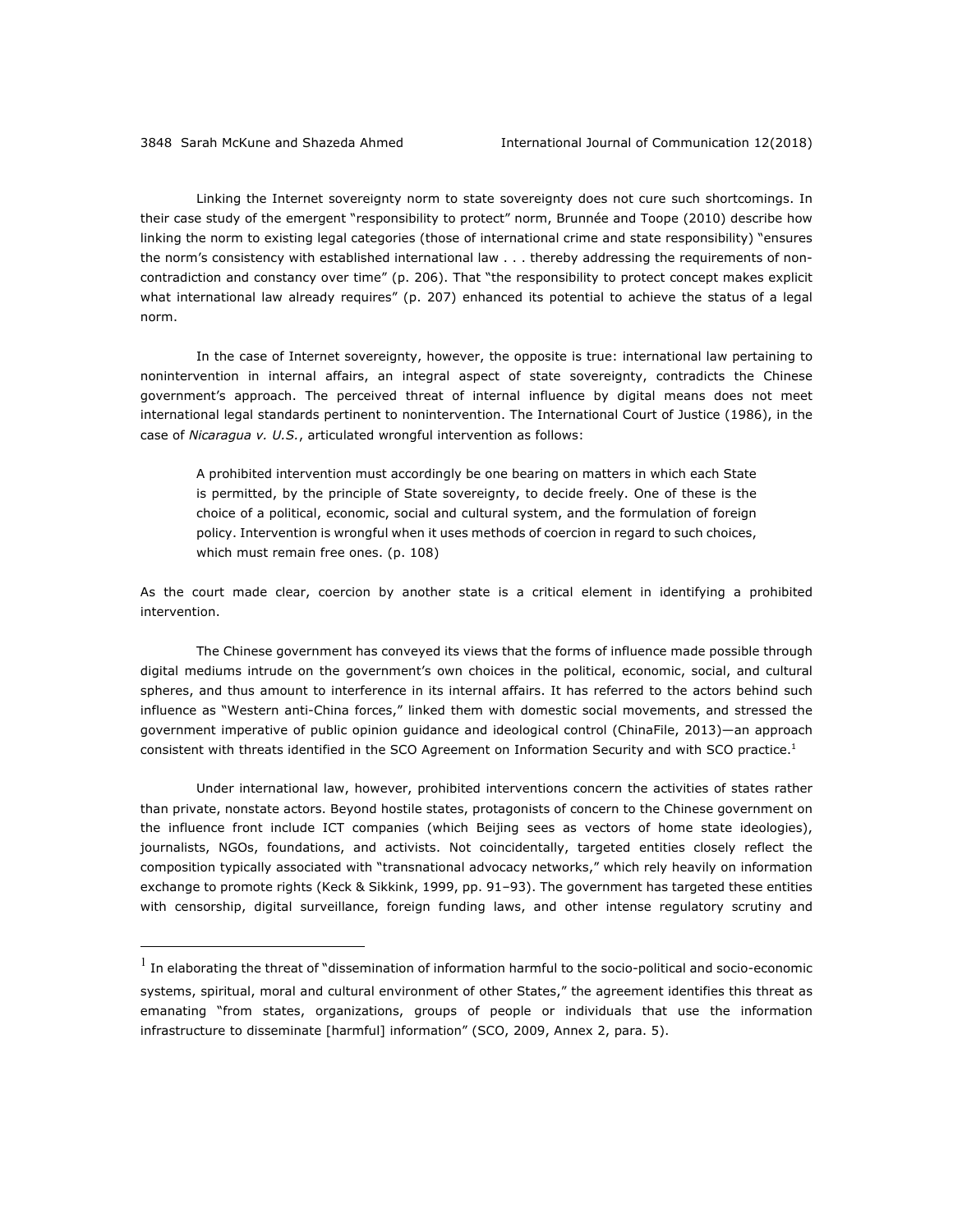Linking the Internet sovereignty norm to state sovereignty does not cure such shortcomings. In their case study of the emergent "responsibility to protect" norm, Brunnée and Toope (2010) describe how linking the norm to existing legal categories (those of international crime and state responsibility) "ensures the norm's consistency with established international law . . . thereby addressing the requirements of non-contradiction and constancy over time" (p. 206). That "the responsibility to protect concept makes explicit what international law already requires" (p. 207) enhanced its potential to achieve the status of a legal norm.

In the case of Internet sovereignty, however, the opposite is true: international law pertaining to nonintervention in internal affairs, an integral aspect of state sovereignty, contradicts the Chinese government's approach. The perceived threat of internal influence by digital means does not meet international legal standards pertinent to nonintervention. The International Court of Justice (1986), in the case of *Nicaragua v. U.S.*, articulated wrongful intervention as follows:

> A prohibited intervention must accordingly be one bearing on matters in which each State is permitted, by the principle of State sovereignty, to decide freely. One of these is the choice of a political, economic, social and cultural system, and the formulation of foreign policy. Intervention is wrongful when it uses methods of coercion in regard to such choices, which must remain free ones. (p. 108)

As the court made clear, coercion by another state is a critical element in identifying a prohibited intervention.

The Chinese government has conveyed its views that the forms of influence made possible through digital mediums intrude on the government's own choices in the political, economic, social, and cultural spheres, and thus amount to interference in its internal affairs. It has referred to the actors behind such influence as "Western anti-China forces," linked them with domestic social movements, and stressed the government imperative of public opinion guidance and ideological control (ChinaFile, 2013)—an approach consistent with threats identified in the SCO Agreement on Information Security and with SCO practice.[1]

Under international law, however, prohibited interventions concern the activities of states rather than private, nonstate actors. Beyond hostile states, protagonists of concern to the Chinese government on the influence front include ICT companies (which Beijing sees as vectors of home state ideologies), journalists, NGOs, foundations, and activists. Not coincidentally, targeted entities closely reflect the composition typically associated with "transnational advocacy networks," which rely heavily on information exchange to promote rights (Keck & Sikkink, 1999, pp. 91–93). The government has targeted these entities with censorship, digital surveillance, foreign funding laws, and other intense regulatory scrutiny and

[1] In elaborating the threat of "dissemination of information harmful to the socio-political and socio-economic systems, spiritual, moral and cultural environment of other States," the agreement identifies this threat as emanating "from states, organizations, groups of people or individuals that use the information infrastructure to disseminate [harmful] information" (SCO, 2009, Annex 2, para. 5).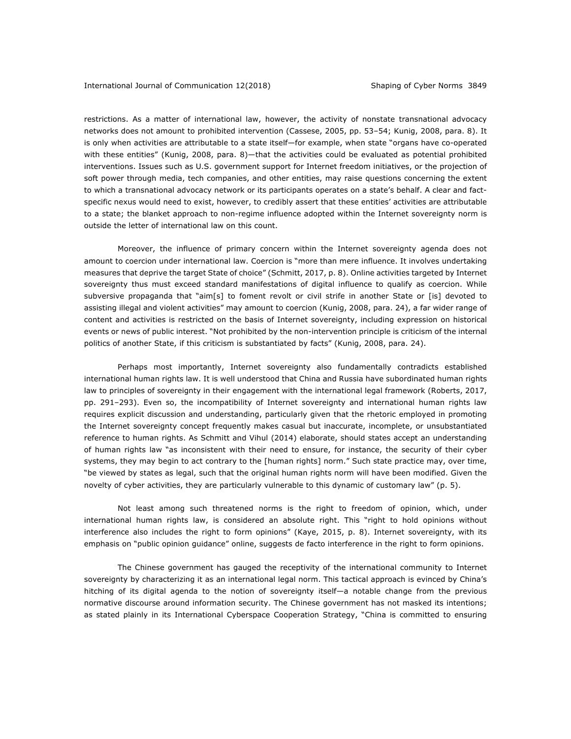restrictions. As a matter of international law, however, the activity of nonstate transnational advocacy networks does not amount to prohibited intervention (Cassese, 2005, pp. 53–54; Kunig, 2008, para. 8). It is only when activities are attributable to a state itself—for example, when state "organs have co-operated with these entities" (Kunig, 2008, para. 8)—that the activities could be evaluated as potential prohibited interventions. Issues such as U.S. government support for Internet freedom initiatives, or the projection of soft power through media, tech companies, and other entities, may raise questions concerning the extent to which a transnational advocacy network or its participants operates on a state's behalf. A clear and fact-specific nexus would need to exist, however, to credibly assert that these entities' activities are attributable to a state; the blanket approach to non-regime influence adopted within the Internet sovereignty norm is outside the letter of international law on this count.

Moreover, the influence of primary concern within the Internet sovereignty agenda does not amount to coercion under international law. Coercion is "more than mere influence. It involves undertaking measures that deprive the target State of choice" (Schmitt, 2017, p. 8). Online activities targeted by Internet sovereignty thus must exceed standard manifestations of digital influence to qualify as coercion. While subversive propaganda that "aim[s] to foment revolt or civil strife in another State or [is] devoted to assisting illegal and violent activities" may amount to coercion (Kunig, 2008, para. 24), a far wider range of content and activities is restricted on the basis of Internet sovereignty, including expression on historical events or news of public interest. "Not prohibited by the non-intervention principle is criticism of the internal politics of another State, if this criticism is substantiated by facts" (Kunig, 2008, para. 24).

Perhaps most importantly, Internet sovereignty also fundamentally contradicts established international human rights law. It is well understood that China and Russia have subordinated human rights law to principles of sovereignty in their engagement with the international legal framework (Roberts, 2017, pp. 291–293). Even so, the incompatibility of Internet sovereignty and international human rights law requires explicit discussion and understanding, particularly given that the rhetoric employed in promoting the Internet sovereignty concept frequently makes casual but inaccurate, incomplete, or unsubstantiated reference to human rights. As Schmitt and Vihul (2014) elaborate, should states accept an understanding of human rights law "as inconsistent with their need to ensure, for instance, the security of their cyber systems, they may begin to act contrary to the [human rights] norm." Such state practice may, over time, "be viewed by states as legal, such that the original human rights norm will have been modified. Given the novelty of cyber activities, they are particularly vulnerable to this dynamic of customary law" (p. 5).

Not least among such threatened norms is the right to freedom of opinion, which, under international human rights law, is considered an absolute right. This "right to hold opinions without interference also includes the right to form opinions" (Kaye, 2015, p. 8). Internet sovereignty, with its emphasis on "public opinion guidance" online, suggests de facto interference in the right to form opinions.

The Chinese government has gauged the receptivity of the international community to Internet sovereignty by characterizing it as an international legal norm. This tactical approach is evinced by China's hitching of its digital agenda to the notion of sovereignty itself—a notable change from the previous normative discourse around information security. The Chinese government has not masked its intentions; as stated plainly in its International Cyberspace Cooperation Strategy, "China is committed to ensuring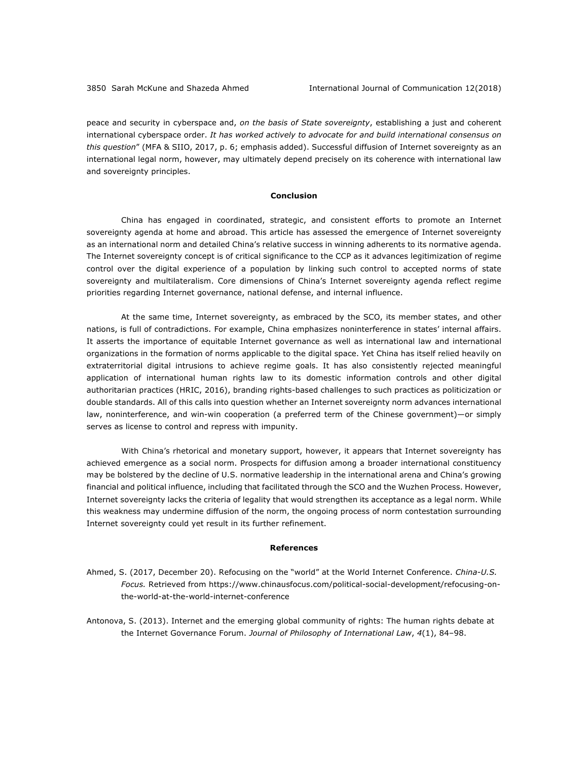peace and security in cyberspace and, *on the basis of State sovereignty*, establishing a just and coherent international cyberspace order. *It has worked actively to advocate for and build international consensus on this question*" (MFA & SIIO, 2017, p. 6; emphasis added). Successful diffusion of Internet sovereignty as an international legal norm, however, may ultimately depend precisely on its coherence with international law and sovereignty principles.

## Conclusion

China has engaged in coordinated, strategic, and consistent efforts to promote an Internet sovereignty agenda at home and abroad. This article has assessed the emergence of Internet sovereignty as an international norm and detailed China's relative success in winning adherents to its normative agenda. The Internet sovereignty concept is of critical significance to the CCP as it advances legitimization of regime control over the digital experience of a population by linking such control to accepted norms of state sovereignty and multilateralism. Core dimensions of China's Internet sovereignty agenda reflect regime priorities regarding Internet governance, national defense, and internal influence.

At the same time, Internet sovereignty, as embraced by the SCO, its member states, and other nations, is full of contradictions. For example, China emphasizes noninterference in states' internal affairs. It asserts the importance of equitable Internet governance as well as international law and international organizations in the formation of norms applicable to the digital space. Yet China has itself relied heavily on extraterritorial digital intrusions to achieve regime goals. It has also consistently rejected meaningful application of international human rights law to its domestic information controls and other digital authoritarian practices (HRIC, 2016), branding rights-based challenges to such practices as politicization or double standards. All of this calls into question whether an Internet sovereignty norm advances international law, noninterference, and win-win cooperation (a preferred term of the Chinese government)—or simply serves as license to control and repress with impunity.

With China's rhetorical and monetary support, however, it appears that Internet sovereignty has achieved emergence as a social norm. Prospects for diffusion among a broader international constituency may be bolstered by the decline of U.S. normative leadership in the international arena and China's growing financial and political influence, including that facilitated through the SCO and the Wuzhen Process. However, Internet sovereignty lacks the criteria of legality that would strengthen its acceptance as a legal norm. While this weakness may undermine diffusion of the norm, the ongoing process of norm contestation surrounding Internet sovereignty could yet result in its further refinement.

## References

Ahmed, S. (2017, December 20). Refocusing on the "world" at the World Internet Conference. *China-U.S. Focus.* Retrieved from https://www.chinausfocus.com/political-social-development/refocusing-on-the-world-at-the-world-internet-conference

Antonova, S. (2013). Internet and the emerging global community of rights: The human rights debate at the Internet Governance Forum. *Journal of Philosophy of International Law*, *4*(1), 84–98.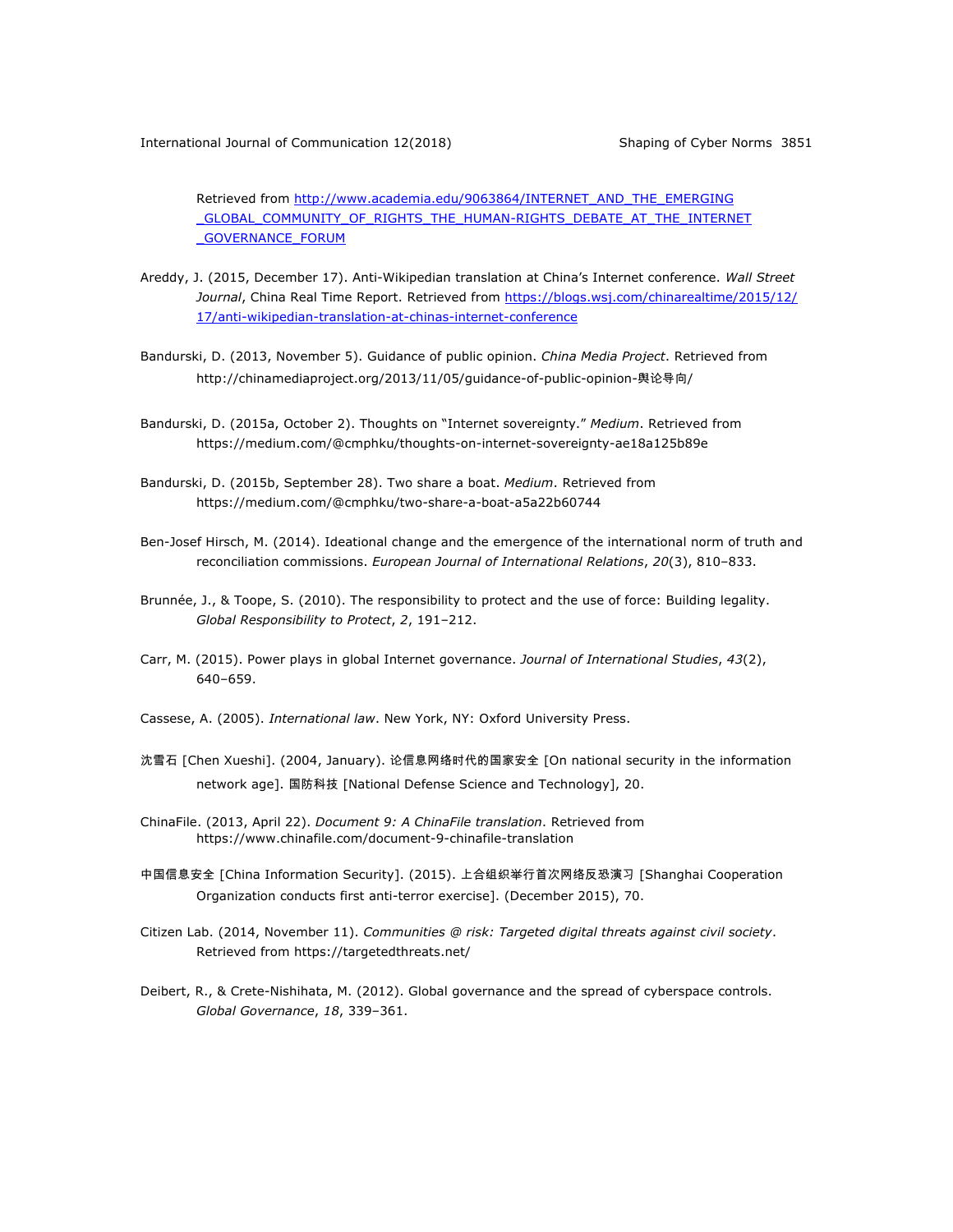Retrieved from http://www.academia.edu/9063864/INTERNET_AND_THE_EMERGING_GLOBAL_COMMUNITY_OF_RIGHTS_THE_HUMAN-RIGHTS_DEBATE_AT_THE_INTERNET_GOVERNANCE_FORUM

Areddy, J. (2015, December 17). Anti-Wikipedian translation at China's Internet conference. *Wall Street Journal*, China Real Time Report. Retrieved from https://blogs.wsj.com/chinarealtime/2015/12/17/anti-wikipedian-translation-at-chinas-internet-conference

Bandurski, D. (2013, November 5). Guidance of public opinion. *China Media Project*. Retrieved from http://chinamediaproject.org/2013/11/05/guidance-of-public-opinion-舆论导向/

Bandurski, D. (2015a, October 2). Thoughts on "Internet sovereignty." *Medium*. Retrieved from https://medium.com/@cmphku/thoughts-on-internet-sovereignty-ae18a125b89e

Bandurski, D. (2015b, September 28). Two share a boat. *Medium*. Retrieved from https://medium.com/@cmphku/two-share-a-boat-a5a22b60744

Ben-Josef Hirsch, M. (2014). Ideational change and the emergence of the international norm of truth and reconciliation commissions. *European Journal of International Relations*, *20*(3), 810–833.

Brunnée, J., & Toope, S. (2010). The responsibility to protect and the use of force: Building legality. *Global Responsibility to Protect*, *2*, 191–212.

Carr, M. (2015). Power plays in global Internet governance. *Journal of International Studies*, *43*(2), 640–659.

Cassese, A. (2005). *International law*. New York, NY: Oxford University Press.

沈雪石 [Chen Xueshi]. (2004, January). 论信息网络时代的国家安全 [On national security in the information network age]. 国防科技 [National Defense Science and Technology], 20.

ChinaFile. (2013, April 22). *Document 9: A ChinaFile translation*. Retrieved from https://www.chinafile.com/document-9-chinafile-translation

中国信息安全 [China Information Security]. (2015). 上合组织举行首次网络反恐演习 [Shanghai Cooperation Organization conducts first anti-terror exercise]. (December 2015), 70.

Citizen Lab. (2014, November 11). *Communities @ risk: Targeted digital threats against civil society*. Retrieved from https://targetedthreats.net/

Deibert, R., & Crete-Nishihata, M. (2012). Global governance and the spread of cyberspace controls. *Global Governance*, *18*, 339–361.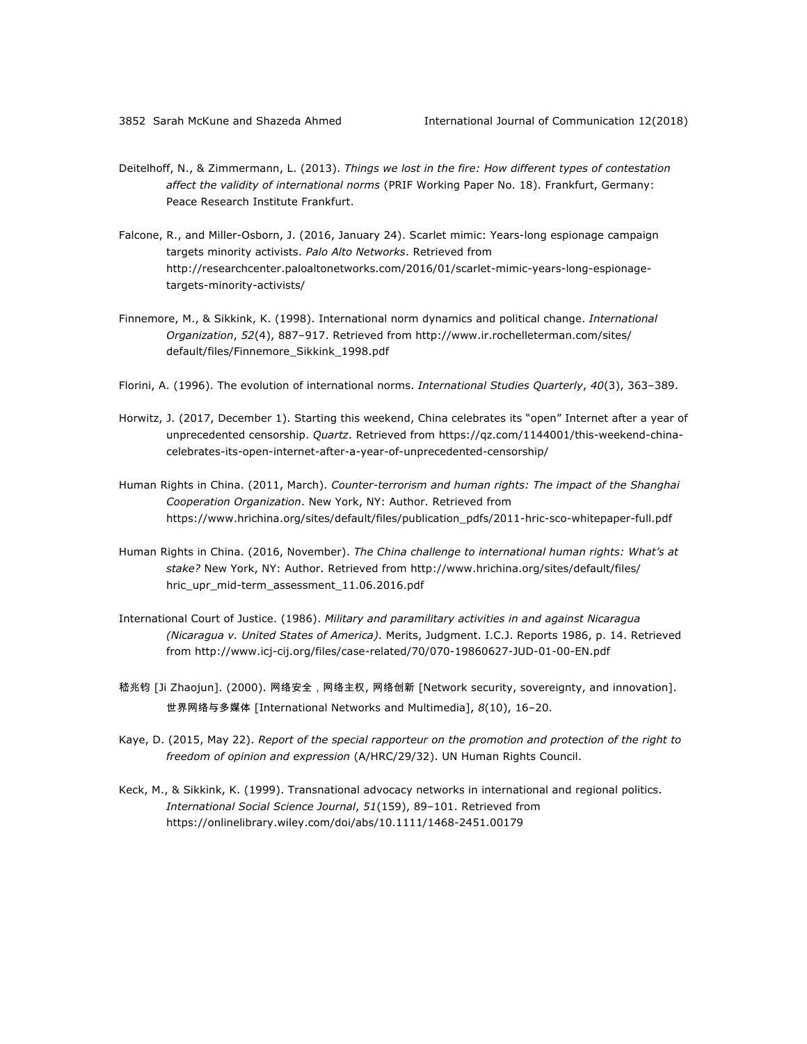Deitelhoff, N., & Zimmermann, L. (2013). *Things we lost in the fire: How different types of contestation affect the validity of international norms* (PRIF Working Paper No. 18). Frankfurt, Germany: Peace Research Institute Frankfurt.

Falcone, R., and Miller-Osborn, J. (2016, January 24). Scarlet mimic: Years-long espionage campaign targets minority activists. *Palo Alto Networks*. Retrieved from http://researchcenter.paloaltonetworks.com/2016/01/scarlet-mimic-years-long-espionage-targets-minority-activists/

Finnemore, M., & Sikkink, K. (1998). International norm dynamics and political change. *International Organization*, *52*(4), 887–917. Retrieved from http://www.ir.rochelleterman.com/sites/default/files/Finnemore_Sikkink_1998.pdf

Florini, A. (1996). The evolution of international norms. *International Studies Quarterly*, *40*(3), 363–389.

Horwitz, J. (2017, December 1). Starting this weekend, China celebrates its "open" Internet after a year of unprecedented censorship. *Quartz*. Retrieved from https://qz.com/1144001/this-weekend-china-celebrates-its-open-internet-after-a-year-of-unprecedented-censorship/

Human Rights in China. (2011, March). *Counter-terrorism and human rights: The impact of the Shanghai Cooperation Organization*. New York, NY: Author. Retrieved from https://www.hrichina.org/sites/default/files/publication_pdfs/2011-hric-sco-whitepaper-full.pdf

Human Rights in China. (2016, November). *The China challenge to international human rights: What's at stake?* New York, NY: Author. Retrieved from http://www.hrichina.org/sites/default/files/hric_upr_mid-term_assessment_11.06.2016.pdf

International Court of Justice. (1986). *Military and paramilitary activities in and against Nicaragua (Nicaragua v. United States of America)*. Merits, Judgment. I.C.J. Reports 1986, p. 14. Retrieved from http://www.icj-cij.org/files/case-related/70/070-19860627-JUD-01-00-EN.pdf

嵇兆钧 [Ji Zhaojun]. (2000). 网络安全，网络主权, 网络创新 [Network security, sovereignty, and innovation]. 世界网络与多媒体 [International Networks and Multimedia], *8*(10), 16–20.

Kaye, D. (2015, May 22). *Report of the special rapporteur on the promotion and protection of the right to freedom of opinion and expression* (A/HRC/29/32). UN Human Rights Council.

Keck, M., & Sikkink, K. (1999). Transnational advocacy networks in international and regional politics. *International Social Science Journal*, *51*(159), 89–101. Retrieved from https://onlinelibrary.wiley.com/doi/abs/10.1111/1468-2451.00179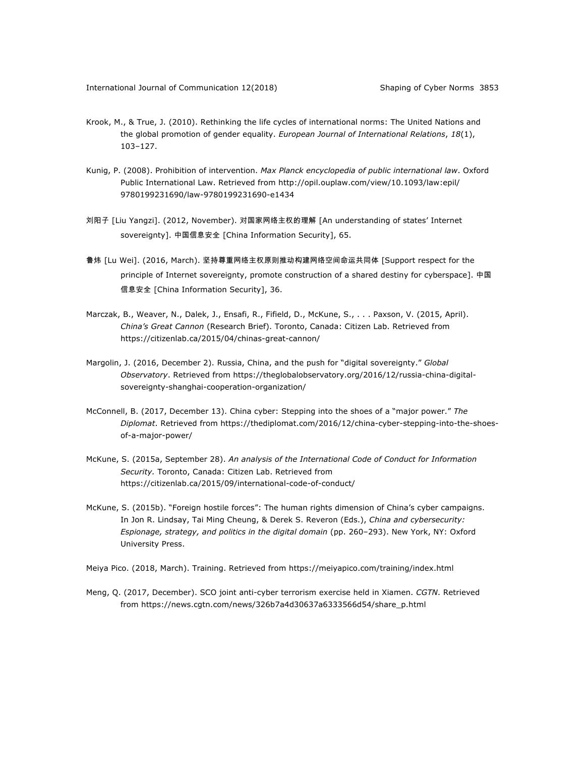Krook, M., & True, J. (2010). Rethinking the life cycles of international norms: The United Nations and the global promotion of gender equality. *European Journal of International Relations*, *18*(1), 103–127.

Kunig, P. (2008). Prohibition of intervention. *Max Planck encyclopedia of public international law*. Oxford Public International Law. Retrieved from http://opil.ouplaw.com/view/10.1093/law:epil/9780199231690/law-9780199231690-e1434

刘阳子 [Liu Yangzi]. (2012, November). 对国家网络主权的理解 [An understanding of states' Internet sovereignty]. 中国信息安全 [China Information Security], 65.

鲁炜 [Lu Wei]. (2016, March). 坚持尊重网络主权原则推动构建网络空间命运共同体 [Support respect for the principle of Internet sovereignty, promote construction of a shared destiny for cyberspace]. 中国信息安全 [China Information Security], 36.

Marczak, B., Weaver, N., Dalek, J., Ensafi, R., Fifield, D., McKune, S., . . . Paxson, V. (2015, April). *China's Great Cannon* (Research Brief). Toronto, Canada: Citizen Lab. Retrieved from https://citizenlab.ca/2015/04/chinas-great-cannon/

Margolin, J. (2016, December 2). Russia, China, and the push for "digital sovereignty." *Global Observatory*. Retrieved from https://theglobalobservatory.org/2016/12/russia-china-digital-sovereignty-shanghai-cooperation-organization/

McConnell, B. (2017, December 13). China cyber: Stepping into the shoes of a "major power." *The Diplomat*. Retrieved from https://thediplomat.com/2016/12/china-cyber-stepping-into-the-shoes-of-a-major-power/

McKune, S. (2015a, September 28). *An analysis of the International Code of Conduct for Information Security.* Toronto, Canada: Citizen Lab. Retrieved from https://citizenlab.ca/2015/09/international-code-of-conduct/

McKune, S. (2015b). "Foreign hostile forces": The human rights dimension of China's cyber campaigns. In Jon R. Lindsay, Tai Ming Cheung, & Derek S. Reveron (Eds.), *China and cybersecurity: Espionage, strategy, and politics in the digital domain* (pp. 260–293). New York, NY: Oxford University Press.

Meiya Pico. (2018, March). Training. Retrieved from https://meiyapico.com/training/index.html

Meng, Q. (2017, December). SCO joint anti-cyber terrorism exercise held in Xiamen. *CGTN*. Retrieved from https://news.cgtn.com/news/326b7a4d30637a6333566d54/share_p.html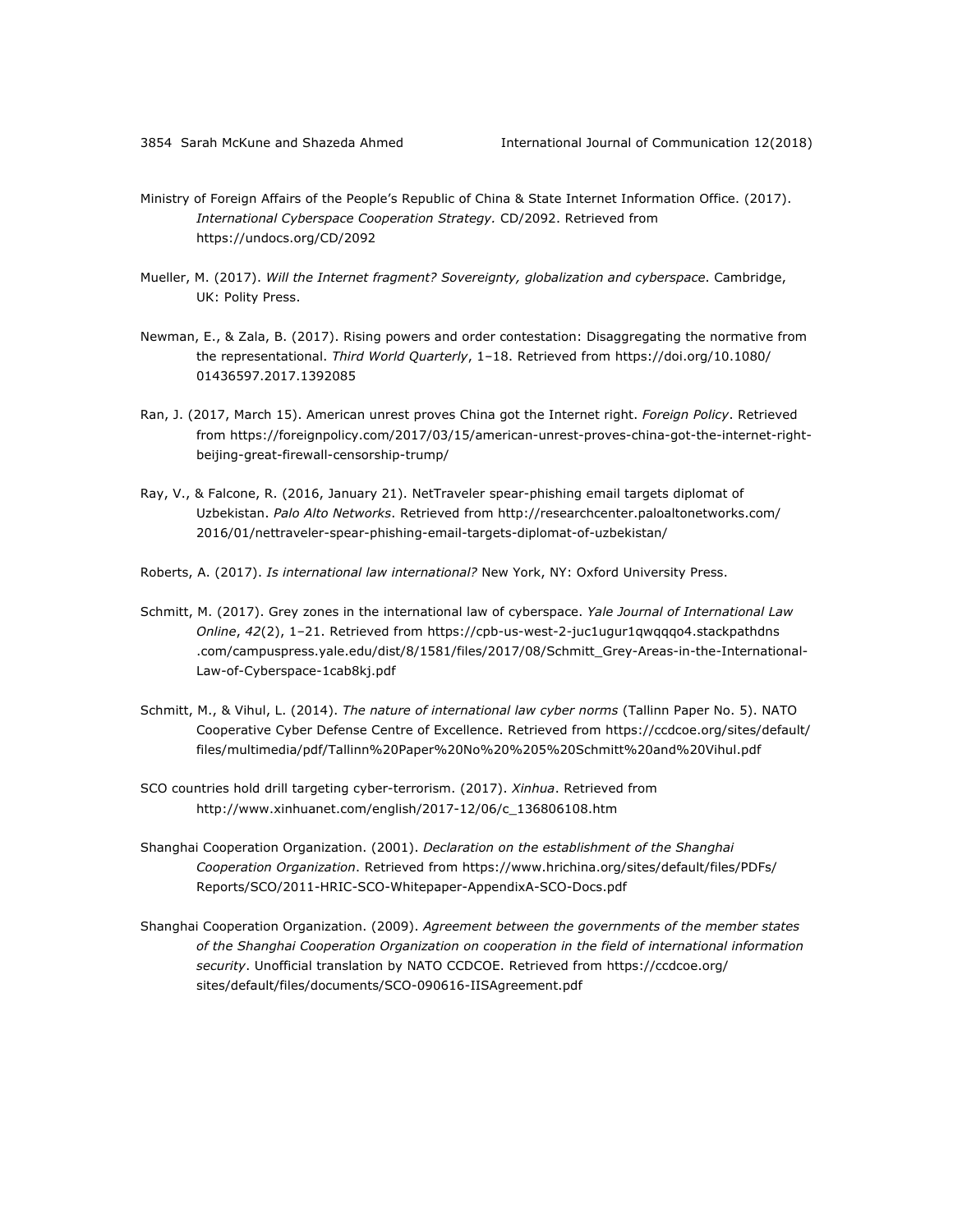Ministry of Foreign Affairs of the People's Republic of China & State Internet Information Office. (2017). *International Cyberspace Cooperation Strategy*. CD/2092. Retrieved from https://undocs.org/CD/2092

Mueller, M. (2017). *Will the Internet fragment? Sovereignty, globalization and cyberspace*. Cambridge, UK: Polity Press.

Newman, E., & Zala, B. (2017). Rising powers and order contestation: Disaggregating the normative from the representational. *Third World Quarterly*, 1–18. Retrieved from https://doi.org/10.1080/01436597.2017.1392085

Ran, J. (2017, March 15). American unrest proves China got the Internet right. *Foreign Policy*. Retrieved from https://foreignpolicy.com/2017/03/15/american-unrest-proves-china-got-the-internet-right-beijing-great-firewall-censorship-trump/

Ray, V., & Falcone, R. (2016, January 21). NetTraveler spear-phishing email targets diplomat of Uzbekistan. *Palo Alto Networks*. Retrieved from http://researchcenter.paloaltonetworks.com/2016/01/nettraveler-spear-phishing-email-targets-diplomat-of-uzbekistan/

Roberts, A. (2017). *Is international law international?* New York, NY: Oxford University Press.

Schmitt, M. (2017). Grey zones in the international law of cyberspace. *Yale Journal of International Law Online*, *42*(2), 1–21. Retrieved from https://cpb-us-west-2-juc1ugur1qwqqqo4.stackpathdns.com/campuspress.yale.edu/dist/8/1581/files/2017/08/Schmitt_Grey-Areas-in-the-International-Law-of-Cyberspace-1cab8kj.pdf

Schmitt, M., & Vihul, L. (2014). *The nature of international law cyber norms* (Tallinn Paper No. 5). NATO Cooperative Cyber Defense Centre of Excellence. Retrieved from https://ccdcoe.org/sites/default/files/multimedia/pdf/Tallinn%20Paper%20No%20%205%20Schmitt%20and%20Vihul.pdf

SCO countries hold drill targeting cyber-terrorism. (2017). *Xinhua*. Retrieved from http://www.xinhuanet.com/english/2017-12/06/c_136806108.htm

Shanghai Cooperation Organization. (2001). *Declaration on the establishment of the Shanghai Cooperation Organization*. Retrieved from https://www.hrichina.org/sites/default/files/PDFs/Reports/SCO/2011-HRIC-SCO-Whitepaper-AppendixA-SCO-Docs.pdf

Shanghai Cooperation Organization. (2009). *Agreement between the governments of the member states of the Shanghai Cooperation Organization on cooperation in the field of international information security*. Unofficial translation by NATO CCDCOE. Retrieved from https://ccdcoe.org/sites/default/files/documents/SCO-090616-IISAgreement.pdf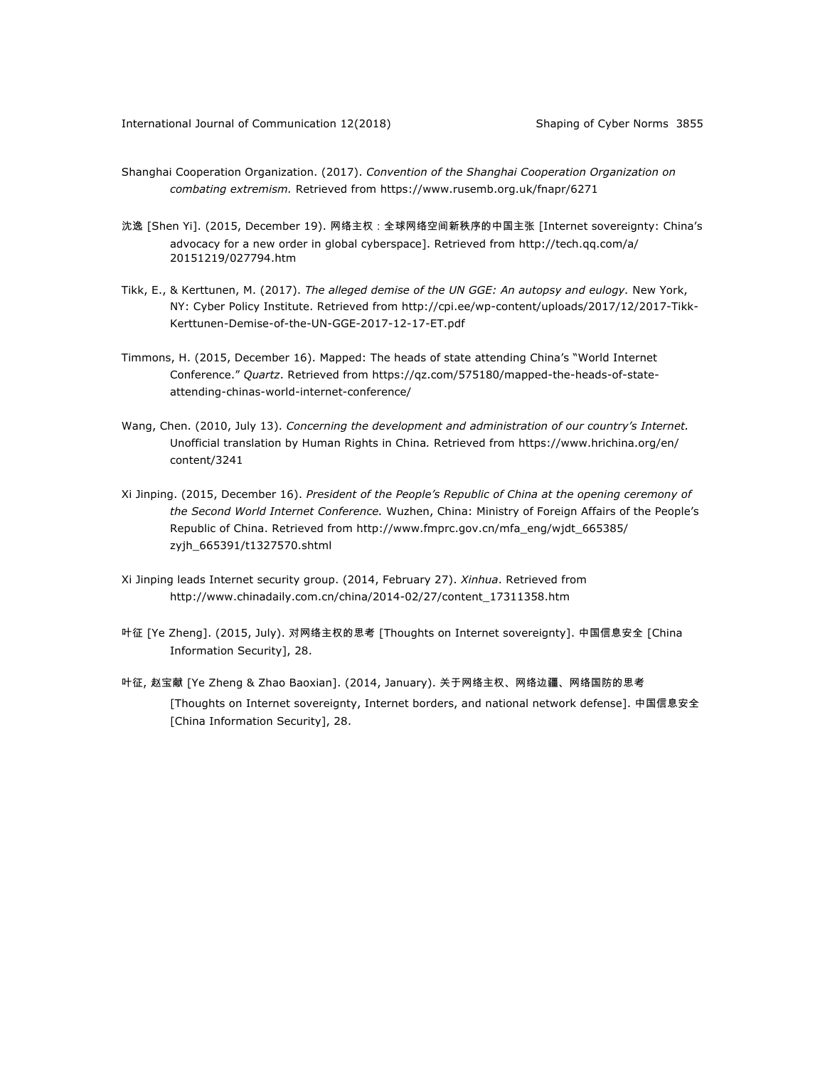Shanghai Cooperation Organization. (2017). *Convention of the Shanghai Cooperation Organization on combating extremism.* Retrieved from https://www.rusemb.org.uk/fnapr/6271

沈逸 [Shen Yi]. (2015, December 19). 网络主权：全球网络空间新秩序的中国主张 [Internet sovereignty: China's advocacy for a new order in global cyberspace]. Retrieved from http://tech.qq.com/a/20151219/027794.htm

Tikk, E., & Kerttunen, M. (2017). *The alleged demise of the UN GGE: An autopsy and eulogy.* New York, NY: Cyber Policy Institute. Retrieved from http://cpi.ee/wp-content/uploads/2017/12/2017-Tikk-Kerttunen-Demise-of-the-UN-GGE-2017-12-17-ET.pdf

Timmons, H. (2015, December 16). Mapped: The heads of state attending China's "World Internet Conference." *Quartz*. Retrieved from https://qz.com/575180/mapped-the-heads-of-state-attending-chinas-world-internet-conference/

Wang, Chen. (2010, July 13). *Concerning the development and administration of our country's Internet.* Unofficial translation by Human Rights in China*.* Retrieved from https://www.hrichina.org/en/content/3241

Xi Jinping. (2015, December 16). *President of the People's Republic of China at the opening ceremony of the Second World Internet Conference.* Wuzhen, China: Ministry of Foreign Affairs of the People's Republic of China. Retrieved from http://www.fmprc.gov.cn/mfa_eng/wjdt_665385/zyjh_665391/t1327570.shtml

Xi Jinping leads Internet security group. (2014, February 27). *Xinhua*. Retrieved from http://www.chinadaily.com.cn/china/2014-02/27/content_17311358.htm

叶征 [Ye Zheng]. (2015, July). 对网络主权的思考 [Thoughts on Internet sovereignty]. 中国信息安全 [China Information Security], 28.

叶征, 赵宝献 [Ye Zheng & Zhao Baoxian]. (2014, January). 关于网络主权、网络边疆、网络国防的思考 [Thoughts on Internet sovereignty, Internet borders, and national network defense]. 中国信息安全 [China Information Security], 28.